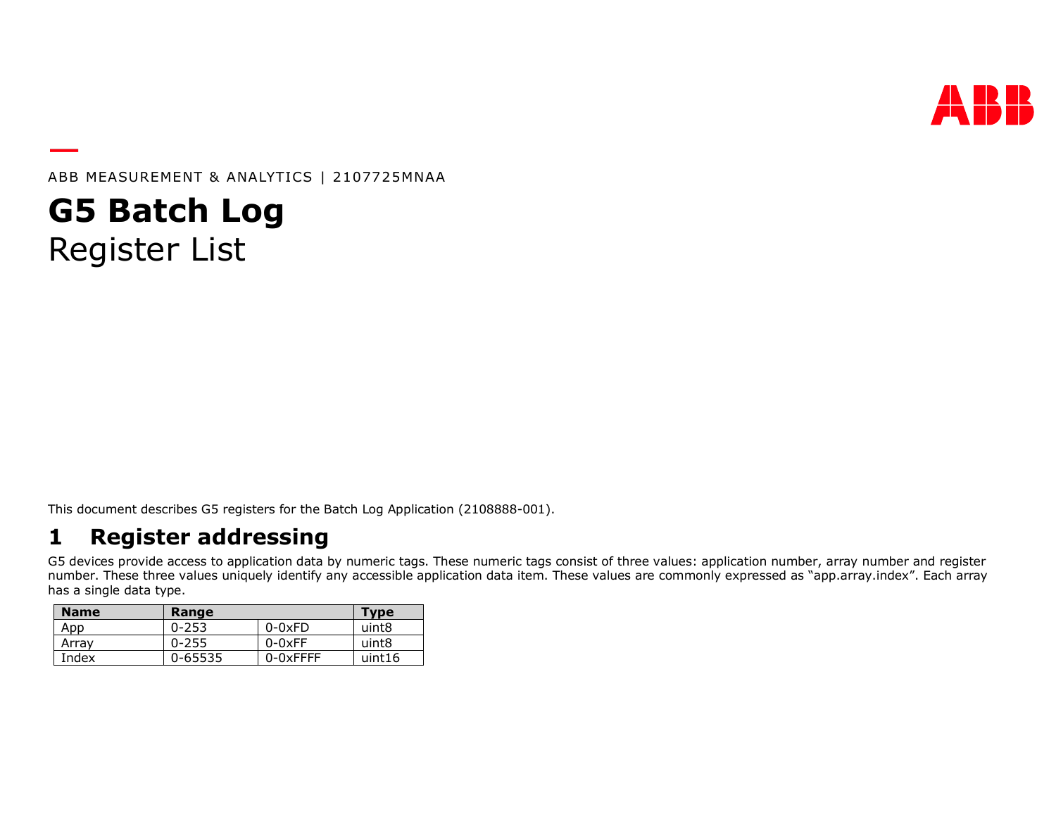ABB MEASUREMENT & ANALYTICS | 2107725MNAA

# G5 Batch Log

Register List

This document describes G5 registers for the Batch Log Application (2108888-001).

## 1 Register addressing

G5 devices provide access to application data by numeric tags. These numeric tags consist of three values: application number, array number and register number. These three values uniquely identify any accessible application data item. These values are commonly expressed as “app.array.index”. Each array has a single data type.

| Name | Range | | Type |
|---|---|---|---|
| App | 0-253 | 0-0xFD | uint8 |
| Array | 0-255 | 0-0xFF | uint8 |
| Index | 0-65535 | 0-0xFFFF | uint16 |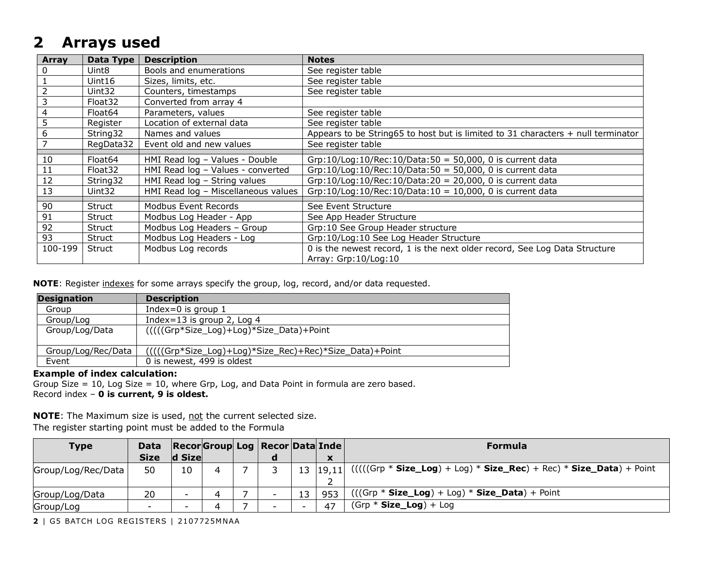# 2 Arrays used

| Array | Data Type | Description | Notes |
|---|---|---|---|
| 0 | Uint8 | Bools and enumerations | See register table |
| 1 | Uint16 | Sizes, limits, etc. | See register table |
| 2 | Uint32 | Counters, timestamps | See register table |
| 3 | Float32 | Converted from array 4 | |
| 4 | Float64 | Parameters, values | See register table |
| 5 | Register | Location of external data | See register table |
| 6 | String32 | Names and values | Appears to be String65 to host but is limited to 31 characters + null terminator |
| 7 | RegData32 | Event old and new values | See register table |
| | | | |
| 10 | Float64 | HMI Read log – Values - Double | Grp:10/Log:10/Rec:10/Data:50 = 50,000, 0 is current data |
| 11 | Float32 | HMI Read log – Values - converted | Grp:10/Log:10/Rec:10/Data:50 = 50,000, 0 is current data |
| 12 | String32 | HMI Read log – String values | Grp:10/Log:10/Rec:10/Data:20 = 20,000, 0 is current data |
| 13 | Uint32 | HMI Read log – Miscellaneous values | Grp:10/Log:10/Rec:10/Data:10 = 10,000, 0 is current data |
| | | | |
| 90 | Struct | Modbus Event Records | See Event Structure |
| 91 | Struct | Modbus Log Header - App | See App Header Structure |
| 92 | Struct | Modbus Log Headers – Group | Grp:10 See Group Header structure |
| 93 | Struct | Modbus Log Headers - Log | Grp:10/Log:10 See Log Header Structure |
| 100-199 | Struct | Modbus Log records | 0 is the newest record, 1 is the next older record, See Log Data Structure Array: Grp:10/Log:10 |

**NOTE**: Register indexes for some arrays specify the group, log, record, and/or data requested.

| Designation | Description |
|---|---|
| Group | Index=0 is group 1 |
| Group/Log | Index=13 is group 2, Log 4 |
| Group/Log/Data | (((((Grp*Size_Log)+Log)*Size_Data)+Point |
| Group/Log/Rec/Data | (((((Grp*Size_Log)+Log)*Size_Rec)+Rec)*Size_Data)+Point |
| Event | 0 is newest, 499 is oldest |

**Example of index calculation:**
Group Size = 10, Log Size = 10, where Grp, Log, and Data Point in formula are zero based.
Record index – **0 is current, 9 is oldest.**

**NOTE**: The Maximum size is used, not the current selected size.
The register starting point must be added to the Formula

| Type | Data Size | Record Size | Group | Log | Record | Data | Index | Formula |
|---|---|---|---|---|---|---|---|---|
| Group/Log/Rec/Data | 50 | 10 | 4 | 7 | 3 | 13 | 19,112 | (((((Grp * **Size_Log**) + Log) * **Size_Rec**) + Rec) * **Size_Data**) + Point |
| Group/Log/Data | 20 | - | 4 | 7 | - | 13 | 953 | (((Grp * **Size_Log**) + Log) * **Size_Data**) + Point |
| Group/Log | - | - | 4 | 7 | - | - | 47 | (Grp * **Size_Log**) + Log |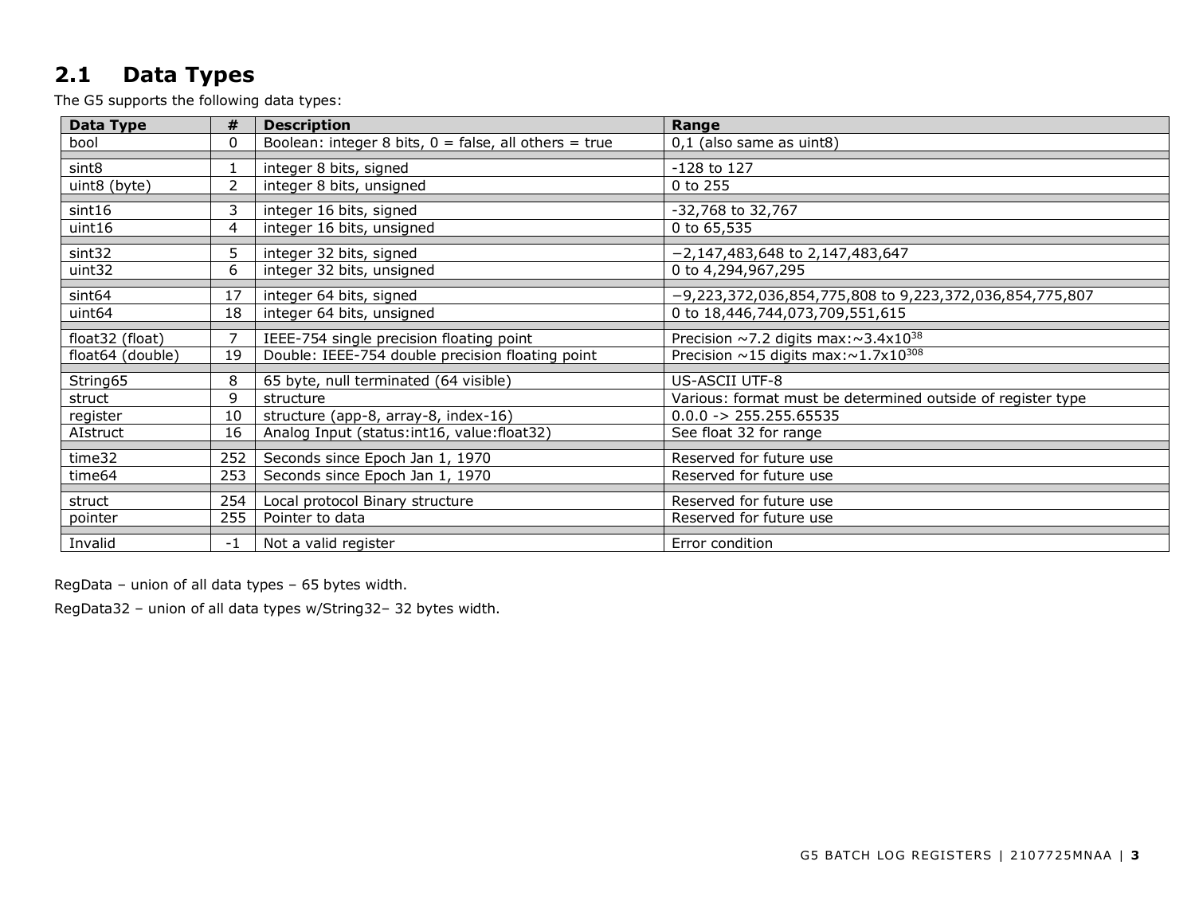## 2.1 Data Types

The G5 supports the following data types:

| Data Type | # | Description | Range |
|---|---|---|---|
| bool | 0 | Boolean: integer 8 bits, 0 = false, all others = true | 0,1 (also same as uint8) |
| | | | |
| sint8 | 1 | integer 8 bits, signed | -128 to 127 |
| uint8 (byte) | 2 | integer 8 bits, unsigned | 0 to 255 |
| | | | |
| sint16 | 3 | integer 16 bits, signed | -32,768 to 32,767 |
| uint16 | 4 | integer 16 bits, unsigned | 0 to 65,535 |
| | | | |
| sint32 | 5 | integer 32 bits, signed | −2,147,483,648 to 2,147,483,647 |
| uint32 | 6 | integer 32 bits, unsigned | 0 to 4,294,967,295 |
| | | | |
| sint64 | 17 | integer 64 bits, signed | −9,223,372,036,854,775,808 to 9,223,372,036,854,775,807 |
| uint64 | 18 | integer 64 bits, unsigned | 0 to 18,446,744,073,709,551,615 |
| | | | |
| float32 (float) | 7 | IEEE-754 single precision floating point | Precision ~7.2 digits max:~$3.4\text{x}10^{38}$ |
| float64 (double) | 19 | Double: IEEE-754 double precision floating point | Precision ~15 digits max:~$1.7\text{x}10^{308}$ |
| | | | |
| String65 | 8 | 65 byte, null terminated (64 visible) | US-ASCII UTF-8 |
| struct | 9 | structure | Various: format must be determined outside of register type |
| register | 10 | structure (app-8, array-8, index-16) | 0.0.0 -> 255.255.65535 |
| AIstruct | 16 | Analog Input (status:int16, value:float32) | See float 32 for range |
| | | | |
| time32 | 252 | Seconds since Epoch Jan 1, 1970 | Reserved for future use |
| time64 | 253 | Seconds since Epoch Jan 1, 1970 | Reserved for future use |
| | | | |
| struct | 254 | Local protocol Binary structure | Reserved for future use |
| pointer | 255 | Pointer to data | Reserved for future use |
| | | | |
| Invalid | -1 | Not a valid register | Error condition |

RegData – union of all data types – 65 bytes width.

RegData32 – union of all data types w/String32– 32 bytes width.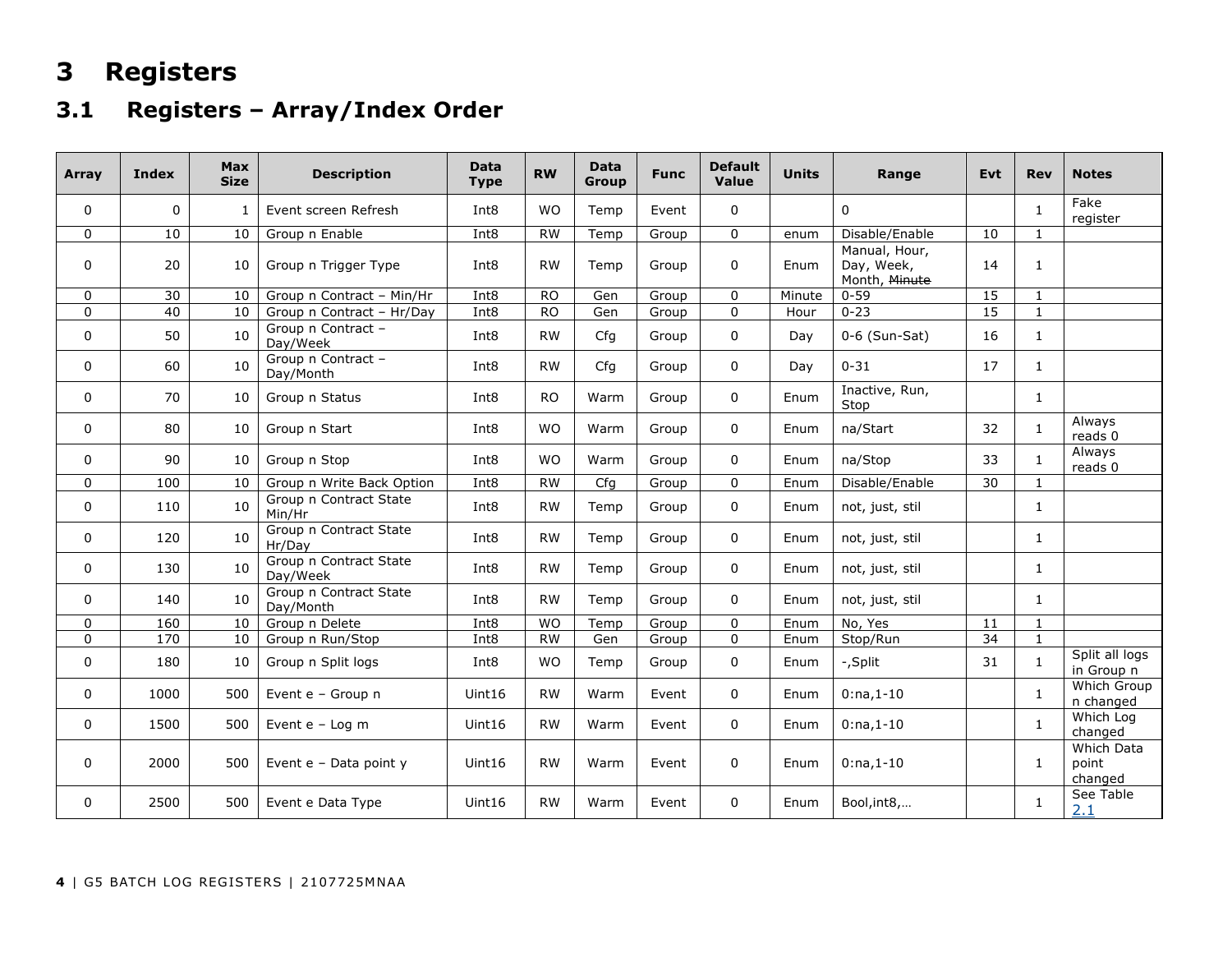# 3 Registers

## 3.1 Registers – Array/Index Order

| Array | Index | Max Size | Description | Data Type | RW | Data Group | Func | Default Value | Units | Range | Evt | Rev | Notes |
|---|---|---|---|---|---|---|---|---|---|---|---|---|---|
| 0 | 0 | 1 | Event screen Refresh | Int8 | WO | Temp | Event | 0 | | 0 | | 1 | Fake register |
| 0 | 10 | 10 | Group n Enable | Int8 | RW | Temp | Group | 0 | enum | Disable/Enable | 10 | 1 | |
| 0 | 20 | 10 | Group n Trigger Type | Int8 | RW | Temp | Group | 0 | Enum | Manual, Hour, Day, Week, Month, ~~Minute~~ | 14 | 1 | |
| 0 | 30 | 10 | Group n Contract – Min/Hr | Int8 | RO | Gen | Group | 0 | Minute | 0-59 | 15 | 1 | |
| 0 | 40 | 10 | Group n Contract – Hr/Day | Int8 | RO | Gen | Group | 0 | Hour | 0-23 | 15 | 1 | |
| 0 | 50 | 10 | Group n Contract – Day/Week | Int8 | RW | Cfg | Group | 0 | Day | 0-6 (Sun-Sat) | 16 | 1 | |
| 0 | 60 | 10 | Group n Contract – Day/Month | Int8 | RW | Cfg | Group | 0 | Day | 0-31 | 17 | 1 | |
| 0 | 70 | 10 | Group n Status | Int8 | RO | Warm | Group | 0 | Enum | Inactive, Run, Stop | | 1 | |
| 0 | 80 | 10 | Group n Start | Int8 | WO | Warm | Group | 0 | Enum | na/Start | 32 | 1 | Always reads 0 |
| 0 | 90 | 10 | Group n Stop | Int8 | WO | Warm | Group | 0 | Enum | na/Stop | 33 | 1 | Always reads 0 |
| 0 | 100 | 10 | Group n Write Back Option | Int8 | RW | Cfg | Group | 0 | Enum | Disable/Enable | 30 | 1 | |
| 0 | 110 | 10 | Group n Contract State Min/Hr | Int8 | RW | Temp | Group | 0 | Enum | not, just, stil | | 1 | |
| 0 | 120 | 10 | Group n Contract State Hr/Day | Int8 | RW | Temp | Group | 0 | Enum | not, just, stil | | 1 | |
| 0 | 130 | 10 | Group n Contract State Day/Week | Int8 | RW | Temp | Group | 0 | Enum | not, just, stil | | 1 | |
| 0 | 140 | 10 | Group n Contract State Day/Month | Int8 | RW | Temp | Group | 0 | Enum | not, just, stil | | 1 | |
| 0 | 160 | 10 | Group n Delete | Int8 | WO | Temp | Group | 0 | Enum | No, Yes | 11 | 1 | |
| 0 | 170 | 10 | Group n Run/Stop | Int8 | RW | Gen | Group | 0 | Enum | Stop/Run | 34 | 1 | |
| 0 | 180 | 10 | Group n Split logs | Int8 | WO | Temp | Group | 0 | Enum | -,Split | 31 | 1 | Split all logs in Group n |
| 0 | 1000 | 500 | Event e – Group n | Uint16 | RW | Warm | Event | 0 | Enum | 0:na,1-10 | | 1 | Which Group n changed |
| 0 | 1500 | 500 | Event e – Log m | Uint16 | RW | Warm | Event | 0 | Enum | 0:na,1-10 | | 1 | Which Log changed |
| 0 | 2000 | 500 | Event e – Data point y | Uint16 | RW | Warm | Event | 0 | Enum | 0:na,1-10 | | 1 | Which Data point changed |
| 0 | 2500 | 500 | Event e Data Type | Uint16 | RW | Warm | Event | 0 | Enum | Bool,int8,… | | 1 | See Table 2.1 |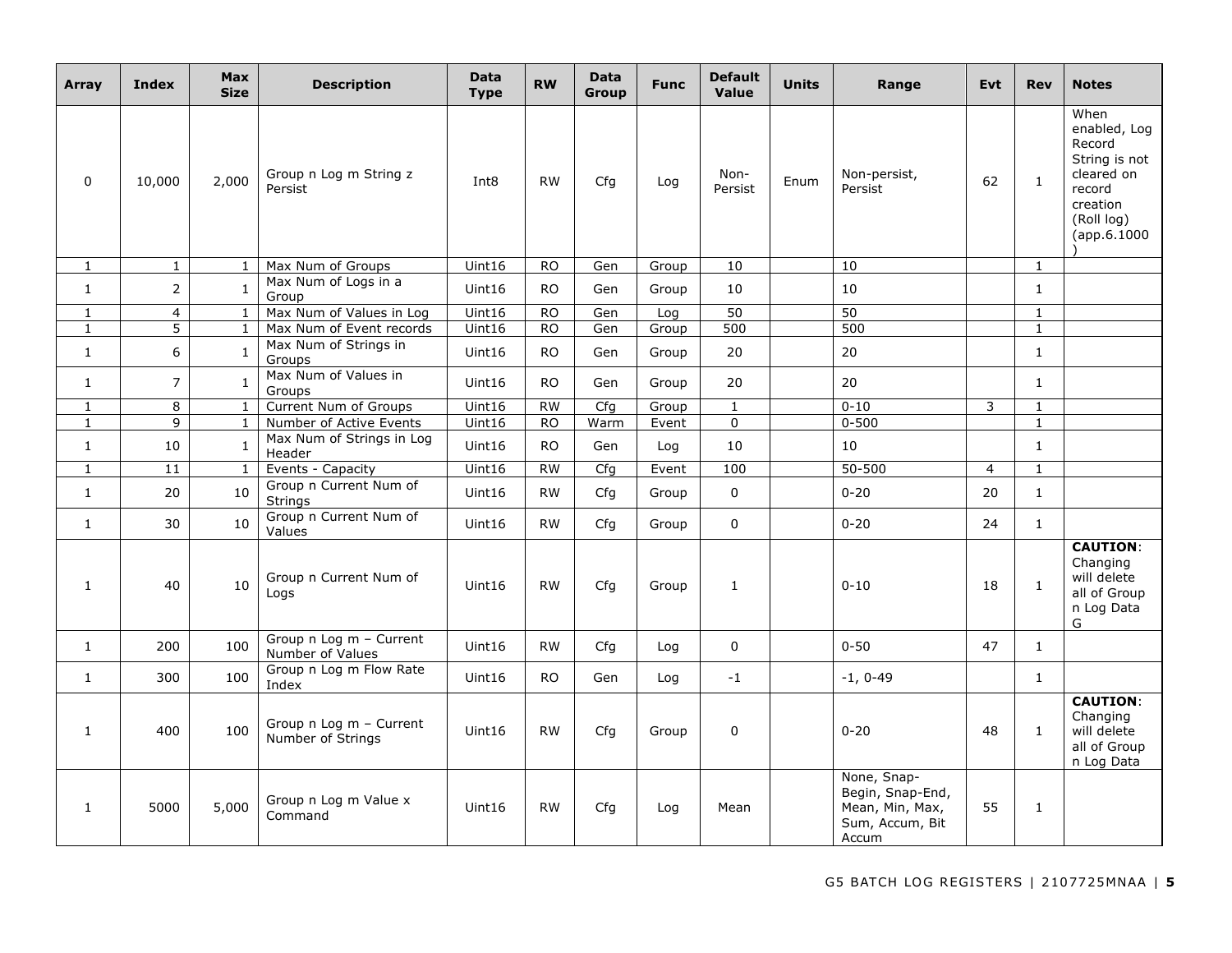| Array | Index | Max Size | Description | Data Type | RW | Data Group | Func | Default Value | Units | Range | Evt | Rev | Notes |
|---|---|---|---|---|---|---|---|---|---|---|---|---|---|
| 0 | 10,000 | 2,000 | Group n Log m String z Persist | Int8 | RW | Cfg | Log | Non-Persist | Enum | Non-persist, Persist | 62 | 1 | When enabled, Log Record String is not cleared on record creation (Roll log) (app.6.1000) |
| 1 | 1 | 1 | Max Num of Groups | Uint16 | RO | Gen | Group | 10 | | 10 | | 1 | |
| 1 | 2 | 1 | Max Num of Logs in a Group | Uint16 | RO | Gen | Group | 10 | | 10 | | 1 | |
| 1 | 4 | 1 | Max Num of Values in Log | Uint16 | RO | Gen | Log | 50 | | 50 | | 1 | |
| 1 | 5 | 1 | Max Num of Event records | Uint16 | RO | Gen | Group | 500 | | 500 | | 1 | |
| 1 | 6 | 1 | Max Num of Strings in Groups | Uint16 | RO | Gen | Group | 20 | | 20 | | 1 | |
| 1 | 7 | 1 | Max Num of Values in Groups | Uint16 | RO | Gen | Group | 20 | | 20 | | 1 | |
| 1 | 8 | 1 | Current Num of Groups | Uint16 | RW | Cfg | Group | 1 | | 0-10 | 3 | 1 | |
| 1 | 9 | 1 | Number of Active Events | Uint16 | RO | Warm | Event | 0 | | 0-500 | | 1 | |
| 1 | 10 | 1 | Max Num of Strings in Log Header | Uint16 | RO | Gen | Log | 10 | | 10 | | 1 | |
| 1 | 11 | 1 | Events - Capacity | Uint16 | RW | Cfg | Event | 100 | | 50-500 | 4 | 1 | |
| 1 | 20 | 10 | Group n Current Num of Strings | Uint16 | RW | Cfg | Group | 0 | | 0-20 | 20 | 1 | |
| 1 | 30 | 10 | Group n Current Num of Values | Uint16 | RW | Cfg | Group | 0 | | 0-20 | 24 | 1 | |
| 1 | 40 | 10 | Group n Current Num of Logs | Uint16 | RW | Cfg | Group | 1 | | 0-10 | 18 | 1 | **CAUTION**: Changing will delete all of Group n Log Data G |
| 1 | 200 | 100 | Group n Log m – Current Number of Values | Uint16 | RW | Cfg | Log | 0 | | 0-50 | 47 | 1 | |
| 1 | 300 | 100 | Group n Log m Flow Rate Index | Uint16 | RO | Gen | Log | -1 | | -1, 0-49 | | 1 | |
| 1 | 400 | 100 | Group n Log m – Current Number of Strings | Uint16 | RW | Cfg | Group | 0 | | 0-20 | 48 | 1 | **CAUTION**: Changing will delete all of Group n Log Data |
| 1 | 5000 | 5,000 | Group n Log m Value x Command | Uint16 | RW | Cfg | Log | Mean | | None, Snap-Begin, Snap-End, Mean, Min, Max, Sum, Accum, Bit Accum | 55 | 1 | |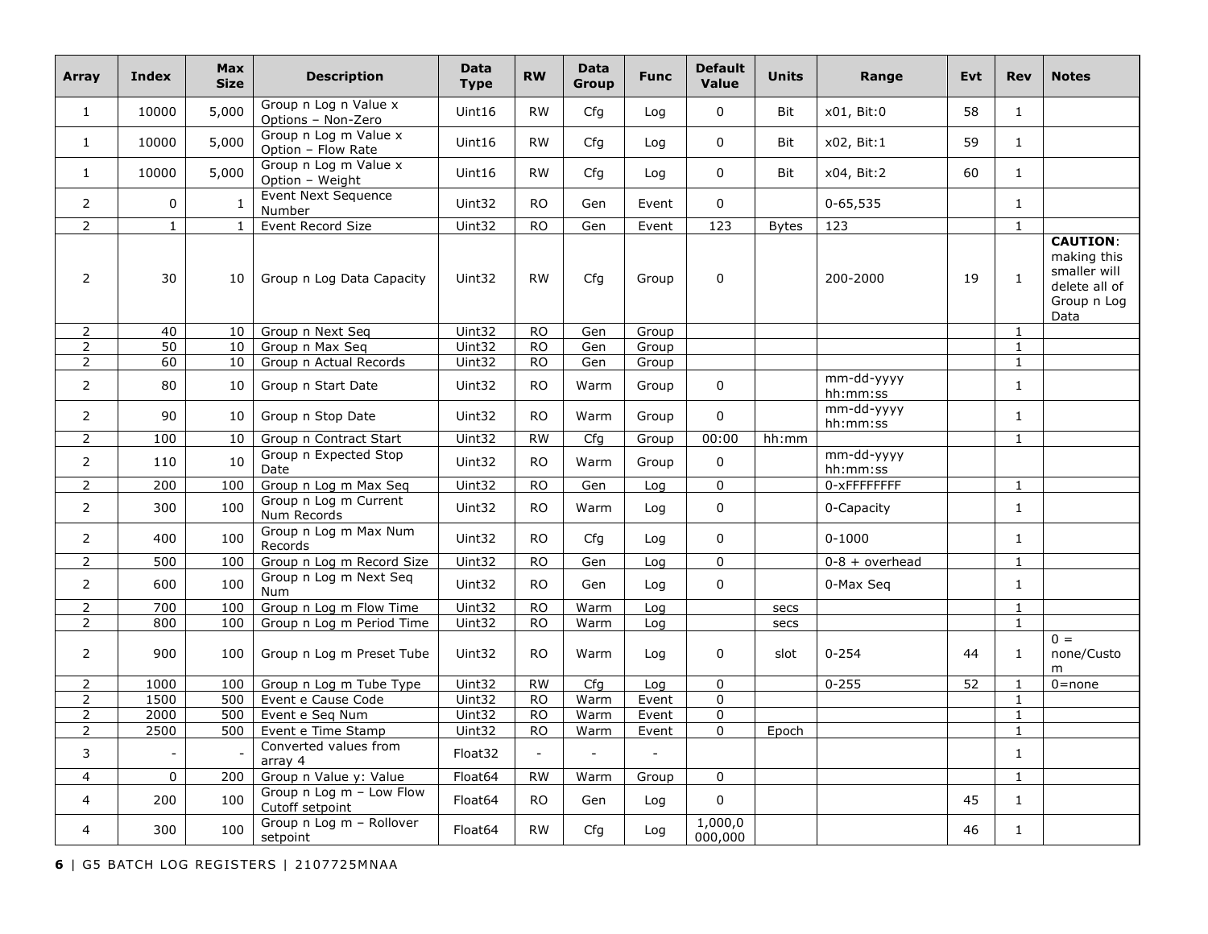| Array | Index | Max Size | Description | Data Type | RW | Data Group | Func | Default Value | Units | Range | Evt | Rev | Notes |
|---|---|---|---|---|---|---|---|---|---|---|---|---|---|
| 1 | 10000 | 5,000 | Group n Log n Value x Options – Non-Zero | Uint16 | RW | Cfg | Log | 0 | Bit | x01, Bit:0 | 58 | 1 | |
| 1 | 10000 | 5,000 | Group n Log m Value x Option – Flow Rate | Uint16 | RW | Cfg | Log | 0 | Bit | x02, Bit:1 | 59 | 1 | |
| 1 | 10000 | 5,000 | Group n Log m Value x Option – Weight | Uint16 | RW | Cfg | Log | 0 | Bit | x04, Bit:2 | 60 | 1 | |
| 2 | 0 | 1 | Event Next Sequence Number | Uint32 | RO | Gen | Event | 0 | | 0-65,535 | | 1 | |
| 2 | 1 | 1 | Event Record Size | Uint32 | RO | Gen | Event | 123 | Bytes | 123 | | 1 | |
| 2 | 30 | 10 | Group n Log Data Capacity | Uint32 | RW | Cfg | Group | 0 | | 200-2000 | 19 | 1 | **CAUTION**: making this smaller will delete all of Group n Log Data |
| 2 | 40 | 10 | Group n Next Seq | Uint32 | RO | Gen | Group | | | | | 1 | |
| 2 | 50 | 10 | Group n Max Seq | Uint32 | RO | Gen | Group | | | | | 1 | |
| 2 | 60 | 10 | Group n Actual Records | Uint32 | RO | Gen | Group | | | | | 1 | |
| 2 | 80 | 10 | Group n Start Date | Uint32 | RO | Warm | Group | 0 | | mm-dd-yyyy hh:mm:ss | | 1 | |
| 2 | 90 | 10 | Group n Stop Date | Uint32 | RO | Warm | Group | 0 | | mm-dd-yyyy hh:mm:ss | | 1 | |
| 2 | 100 | 10 | Group n Contract Start | Uint32 | RW | Cfg | Group | 00:00 | hh:mm | | | 1 | |
| 2 | 110 | 10 | Group n Expected Stop Date | Uint32 | RO | Warm | Group | 0 | | mm-dd-yyyy hh:mm:ss | | | |
| 2 | 200 | 100 | Group n Log m Max Seq | Uint32 | RO | Gen | Log | 0 | | 0-xFFFFFFFF | | 1 | |
| 2 | 300 | 100 | Group n Log m Current Num Records | Uint32 | RO | Warm | Log | 0 | | 0-Capacity | | 1 | |
| 2 | 400 | 100 | Group n Log m Max Num Records | Uint32 | RO | Cfg | Log | 0 | | 0-1000 | | 1 | |
| 2 | 500 | 100 | Group n Log m Record Size | Uint32 | RO | Gen | Log | 0 | | 0-8 + overhead | | 1 | |
| 2 | 600 | 100 | Group n Log m Next Seq Num | Uint32 | RO | Gen | Log | 0 | | 0-Max Seq | | 1 | |
| 2 | 700 | 100 | Group n Log m Flow Time | Uint32 | RO | Warm | Log | | secs | | | 1 | |
| 2 | 800 | 100 | Group n Log m Period Time | Uint32 | RO | Warm | Log | | secs | | | 1 | |
| 2 | 900 | 100 | Group n Log m Preset Tube | Uint32 | RO | Warm | Log | 0 | slot | 0-254 | 44 | 1 | 0 = none/Custom |
| 2 | 1000 | 100 | Group n Log m Tube Type | Uint32 | RW | Cfg | Log | 0 | | 0-255 | 52 | 1 | 0=none |
| 2 | 1500 | 500 | Event e Cause Code | Uint32 | RO | Warm | Event | 0 | | | | 1 | |
| 2 | 2000 | 500 | Event e Seq Num | Uint32 | RO | Warm | Event | 0 | | | | 1 | |
| 2 | 2500 | 500 | Event e Time Stamp | Uint32 | RO | Warm | Event | 0 | Epoch | | | 1 | |
| 3 | - | - | Converted values from array 4 | Float32 | - | - | - | | | | | 1 | |
| 4 | 0 | 200 | Group n Value y: Value | Float64 | RW | Warm | Group | 0 | | | | 1 | |
| 4 | 200 | 100 | Group n Log m – Low Flow Cutoff setpoint | Float64 | RO | Gen | Log | 0 | | | 45 | 1 | |
| 4 | 300 | 100 | Group n Log m – Rollover setpoint | Float64 | RW | Cfg | Log | 1,000,000,000 | | | 46 | 1 | |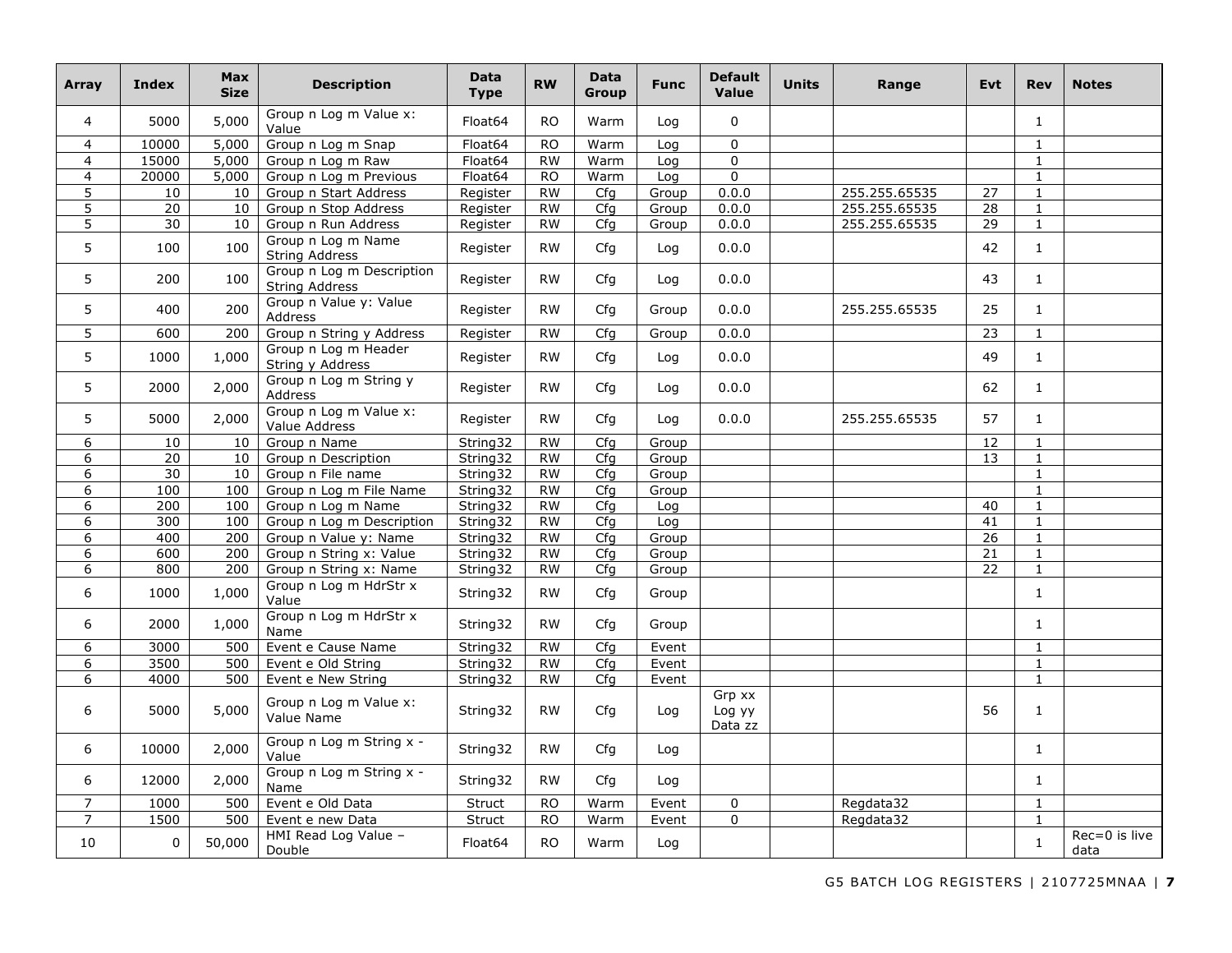| Array | Index | Max Size | Description | Data Type | RW | Data Group | Func | Default Value | Units | Range | Evt | Rev | Notes |
|---|---|---|---|---|---|---|---|---|---|---|---|---|---|
| 4 | 5000 | 5,000 | Group n Log m Value x: Value | Float64 | RO | Warm | Log | 0 | | | | 1 | |
| 4 | 10000 | 5,000 | Group n Log m Snap | Float64 | RO | Warm | Log | 0 | | | | 1 | |
| 4 | 15000 | 5,000 | Group n Log m Raw | Float64 | RW | Warm | Log | 0 | | | | 1 | |
| 4 | 20000 | 5,000 | Group n Log m Previous | Float64 | RO | Warm | Log | 0 | | | | 1 | |
| 5 | 10 | 10 | Group n Start Address | Register | RW | Cfg | Group | 0.0.0 | | 255.255.65535 | 27 | 1 | |
| 5 | 20 | 10 | Group n Stop Address | Register | RW | Cfg | Group | 0.0.0 | | 255.255.65535 | 28 | 1 | |
| 5 | 30 | 10 | Group n Run Address | Register | RW | Cfg | Group | 0.0.0 | | 255.255.65535 | 29 | 1 | |
| 5 | 100 | 100 | Group n Log m Name String Address | Register | RW | Cfg | Log | 0.0.0 | | | 42 | 1 | |
| 5 | 200 | 100 | Group n Log m Description String Address | Register | RW | Cfg | Log | 0.0.0 | | | 43 | 1 | |
| 5 | 400 | 200 | Group n Value y: Value Address | Register | RW | Cfg | Group | 0.0.0 | | 255.255.65535 | 25 | 1 | |
| 5 | 600 | 200 | Group n String y Address | Register | RW | Cfg | Group | 0.0.0 | | | 23 | 1 | |
| 5 | 1000 | 1,000 | Group n Log m Header String y Address | Register | RW | Cfg | Log | 0.0.0 | | | 49 | 1 | |
| 5 | 2000 | 2,000 | Group n Log m String y Address | Register | RW | Cfg | Log | 0.0.0 | | | 62 | 1 | |
| 5 | 5000 | 2,000 | Group n Log m Value x: Value Address | Register | RW | Cfg | Log | 0.0.0 | | 255.255.65535 | 57 | 1 | |
| 6 | 10 | 10 | Group n Name | String32 | RW | Cfg | Group | | | | 12 | 1 | |
| 6 | 20 | 10 | Group n Description | String32 | RW | Cfg | Group | | | | 13 | 1 | |
| 6 | 30 | 10 | Group n File name | String32 | RW | Cfg | Group | | | | | 1 | |
| 6 | 100 | 100 | Group n Log m File Name | String32 | RW | Cfg | Group | | | | | 1 | |
| 6 | 200 | 100 | Group n Log m Name | String32 | RW | Cfg | Log | | | | 40 | 1 | |
| 6 | 300 | 100 | Group n Log m Description | String32 | RW | Cfg | Log | | | | 41 | 1 | |
| 6 | 400 | 200 | Group n Value y: Name | String32 | RW | Cfg | Group | | | | 26 | 1 | |
| 6 | 600 | 200 | Group n String x: Value | String32 | RW | Cfg | Group | | | | 21 | 1 | |
| 6 | 800 | 200 | Group n String x: Name | String32 | RW | Cfg | Group | | | | 22 | 1 | |
| 6 | 1000 | 1,000 | Group n Log m HdrStr x Value | String32 | RW | Cfg | Group | | | | | 1 | |
| 6 | 2000 | 1,000 | Group n Log m HdrStr x Name | String32 | RW | Cfg | Group | | | | | 1 | |
| 6 | 3000 | 500 | Event e Cause Name | String32 | RW | Cfg | Event | | | | | 1 | |
| 6 | 3500 | 500 | Event e Old String | String32 | RW | Cfg | Event | | | | | 1 | |
| 6 | 4000 | 500 | Event e New String | String32 | RW | Cfg | Event | | | | | 1 | |
| 6 | 5000 | 5,000 | Group n Log m Value x: Value Name | String32 | RW | Cfg | Log | Grp xx Log yy Data zz | | | 56 | 1 | |
| 6 | 10000 | 2,000 | Group n Log m String x - Value | String32 | RW | Cfg | Log | | | | | 1 | |
| 6 | 12000 | 2,000 | Group n Log m String x - Name | String32 | RW | Cfg | Log | | | | | 1 | |
| 7 | 1000 | 500 | Event e Old Data | Struct | RO | Warm | Event | 0 | | Regdata32 | | 1 | |
| 7 | 1500 | 500 | Event e new Data | Struct | RO | Warm | Event | 0 | | Regdata32 | | 1 | |
| 10 | 0 | 50,000 | HMI Read Log Value – Double | Float64 | RO | Warm | Log | | | | | 1 | Rec=0 is live data |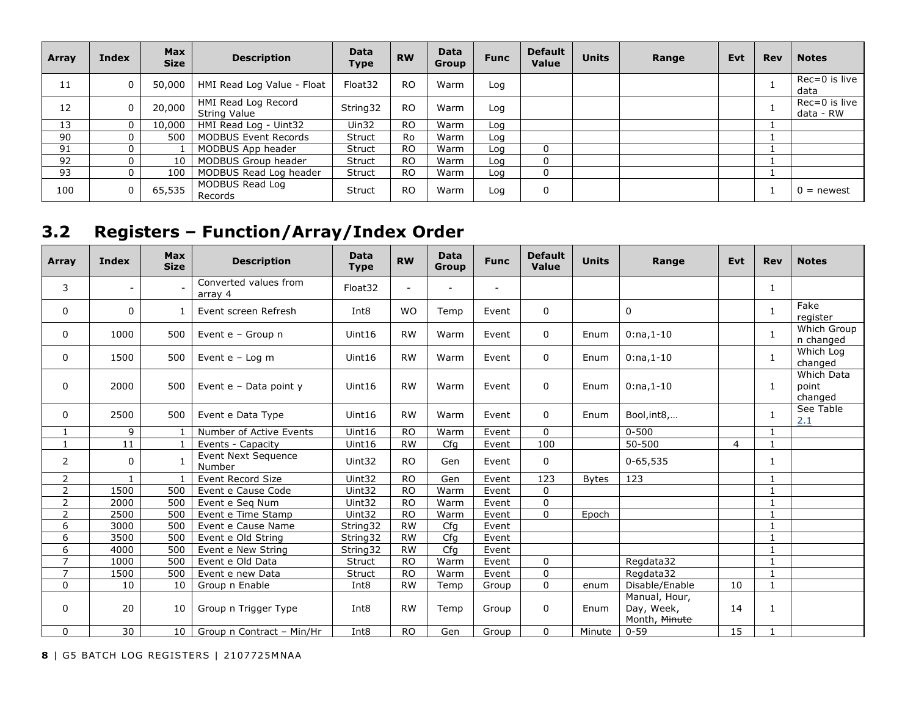| Array | Index | Max Size | Description | Data Type | RW | Data Group | Func | Default Value | Units | Range | Evt | Rev | Notes |
|---|---|---|---|---|---|---|---|---|---|---|---|---|---|
| 11 | 0 | 50,000 | HMI Read Log Value - Float | Float32 | RO | Warm | Log | | | | | 1 | Rec=0 is live data |
| 12 | 0 | 20,000 | HMI Read Log Record String Value | String32 | RO | Warm | Log | | | | | 1 | Rec=0 is live data - RW |
| 13 | 0 | 10,000 | HMI Read Log - Uint32 | Uin32 | RO | Warm | Log | | | | | 1 | |
| 90 | 0 | 500 | MODBUS Event Records | Struct | Ro | Warm | Log | | | | | 1 | |
| 91 | 0 | 1 | MODBUS App header | Struct | RO | Warm | Log | 0 | | | | 1 | |
| 92 | 0 | 10 | MODBUS Group header | Struct | RO | Warm | Log | 0 | | | | 1 | |
| 93 | 0 | 100 | MODBUS Read Log header | Struct | RO | Warm | Log | 0 | | | | 1 | |
| 100 | 0 | 65,535 | MODBUS Read Log Records | Struct | RO | Warm | Log | 0 | | | | 1 | 0 = newest |

## 3.2 Registers – Function/Array/Index Order

| Array | Index | Max Size | Description | Data Type | RW | Data Group | Func | Default Value | Units | Range | Evt | Rev | Notes |
|---|---|---|---|---|---|---|---|---|---|---|---|---|---|
| 3 | - | - | Converted values from array 4 | Float32 | - | - | - | | | | | 1 | |
| 0 | 0 | 1 | Event screen Refresh | Int8 | WO | Temp | Event | 0 | | 0 | | 1 | Fake register |
| 0 | 1000 | 500 | Event e – Group n | Uint16 | RW | Warm | Event | 0 | Enum | 0:na,1-10 | | 1 | Which Group n changed |
| 0 | 1500 | 500 | Event e – Log m | Uint16 | RW | Warm | Event | 0 | Enum | 0:na,1-10 | | 1 | Which Log changed |
| 0 | 2000 | 500 | Event e – Data point y | Uint16 | RW | Warm | Event | 0 | Enum | 0:na,1-10 | | 1 | Which Data point changed |
| 0 | 2500 | 500 | Event e Data Type | Uint16 | RW | Warm | Event | 0 | Enum | Bool,int8,… | | 1 | See Table 2.1 |
| 1 | 9 | 1 | Number of Active Events | Uint16 | RO | Warm | Event | 0 | | 0-500 | | 1 | |
| 1 | 11 | 1 | Events - Capacity | Uint16 | RW | Cfg | Event | 100 | | 50-500 | 4 | 1 | |
| 2 | 0 | 1 | Event Next Sequence Number | Uint32 | RO | Gen | Event | 0 | | 0-65,535 | | 1 | |
| 2 | 1 | 1 | Event Record Size | Uint32 | RO | Gen | Event | 123 | Bytes | 123 | | 1 | |
| 2 | 1500 | 500 | Event e Cause Code | Uint32 | RO | Warm | Event | 0 | | | | 1 | |
| 2 | 2000 | 500 | Event e Seq Num | Uint32 | RO | Warm | Event | 0 | | | | 1 | |
| 2 | 2500 | 500 | Event e Time Stamp | Uint32 | RO | Warm | Event | 0 | Epoch | | | 1 | |
| 6 | 3000 | 500 | Event e Cause Name | String32 | RW | Cfg | Event | | | | | 1 | |
| 6 | 3500 | 500 | Event e Old String | String32 | RW | Cfg | Event | | | | | 1 | |
| 6 | 4000 | 500 | Event e New String | String32 | RW | Cfg | Event | | | | | 1 | |
| 7 | 1000 | 500 | Event e Old Data | Struct | RO | Warm | Event | 0 | | Regdata32 | | 1 | |
| 7 | 1500 | 500 | Event e new Data | Struct | RO | Warm | Event | 0 | | Regdata32 | | 1 | |
| 0 | 10 | 10 | Group n Enable | Int8 | RW | Temp | Group | 0 | enum | Disable/Enable | 10 | 1 | |
| 0 | 20 | 10 | Group n Trigger Type | Int8 | RW | Temp | Group | 0 | Enum | Manual, Hour, Day, Week, Month, ~~Minute~~ | 14 | 1 | |
| 0 | 30 | 10 | Group n Contract – Min/Hr | Int8 | RO | Gen | Group | 0 | Minute | 0-59 | 15 | 1 | |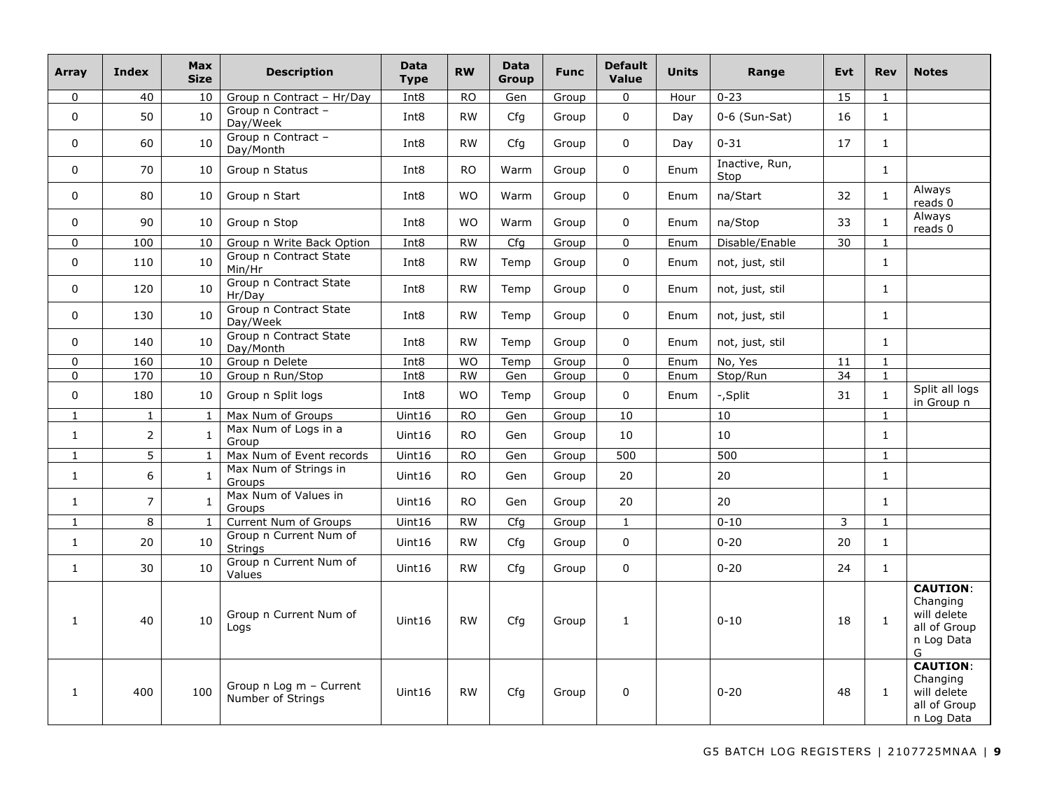| Array | Index | Max Size | Description | Data Type | RW | Data Group | Func | Default Value | Units | Range | Evt | Rev | Notes |
|---|---|---|---|---|---|---|---|---|---|---|---|---|---|
| 0 | 40 | 10 | Group n Contract – Hr/Day | Int8 | RO | Gen | Group | 0 | Hour | 0-23 | 15 | 1 | |
| 0 | 50 | 10 | Group n Contract – Day/Week | Int8 | RW | Cfg | Group | 0 | Day | 0-6 (Sun-Sat) | 16 | 1 | |
| 0 | 60 | 10 | Group n Contract – Day/Month | Int8 | RW | Cfg | Group | 0 | Day | 0-31 | 17 | 1 | |
| 0 | 70 | 10 | Group n Status | Int8 | RO | Warm | Group | 0 | Enum | Inactive, Run, Stop | | 1 | |
| 0 | 80 | 10 | Group n Start | Int8 | WO | Warm | Group | 0 | Enum | na/Start | 32 | 1 | Always reads 0 |
| 0 | 90 | 10 | Group n Stop | Int8 | WO | Warm | Group | 0 | Enum | na/Stop | 33 | 1 | Always reads 0 |
| 0 | 100 | 10 | Group n Write Back Option | Int8 | RW | Cfg | Group | 0 | Enum | Disable/Enable | 30 | 1 | |
| 0 | 110 | 10 | Group n Contract State Min/Hr | Int8 | RW | Temp | Group | 0 | Enum | not, just, stil | | 1 | |
| 0 | 120 | 10 | Group n Contract State Hr/Day | Int8 | RW | Temp | Group | 0 | Enum | not, just, stil | | 1 | |
| 0 | 130 | 10 | Group n Contract State Day/Week | Int8 | RW | Temp | Group | 0 | Enum | not, just, stil | | 1 | |
| 0 | 140 | 10 | Group n Contract State Day/Month | Int8 | RW | Temp | Group | 0 | Enum | not, just, stil | | 1 | |
| 0 | 160 | 10 | Group n Delete | Int8 | WO | Temp | Group | 0 | Enum | No, Yes | 11 | 1 | |
| 0 | 170 | 10 | Group n Run/Stop | Int8 | RW | Gen | Group | 0 | Enum | Stop/Run | 34 | 1 | |
| 0 | 180 | 10 | Group n Split logs | Int8 | WO | Temp | Group | 0 | Enum | -,Split | 31 | 1 | Split all logs in Group n |
| 1 | 1 | 1 | Max Num of Groups | Uint16 | RO | Gen | Group | 10 | | 10 | | 1 | |
| 1 | 2 | 1 | Max Num of Logs in a Group | Uint16 | RO | Gen | Group | 10 | | 10 | | 1 | |
| 1 | 5 | 1 | Max Num of Event records | Uint16 | RO | Gen | Group | 500 | | 500 | | 1 | |
| 1 | 6 | 1 | Max Num of Strings in Groups | Uint16 | RO | Gen | Group | 20 | | 20 | | 1 | |
| 1 | 7 | 1 | Max Num of Values in Groups | Uint16 | RO | Gen | Group | 20 | | 20 | | 1 | |
| 1 | 8 | 1 | Current Num of Groups | Uint16 | RW | Cfg | Group | 1 | | 0-10 | 3 | 1 | |
| 1 | 20 | 10 | Group n Current Num of Strings | Uint16 | RW | Cfg | Group | 0 | | 0-20 | 20 | 1 | |
| 1 | 30 | 10 | Group n Current Num of Values | Uint16 | RW | Cfg | Group | 0 | | 0-20 | 24 | 1 | |
| 1 | 40 | 10 | Group n Current Num of Logs | Uint16 | RW | Cfg | Group | 1 | | 0-10 | 18 | 1 | **CAUTION**: Changing will delete all of Group n Log Data G |
| 1 | 400 | 100 | Group n Log m – Current Number of Strings | Uint16 | RW | Cfg | Group | 0 | | 0-20 | 48 | 1 | **CAUTION**: Changing will delete all of Group n Log Data |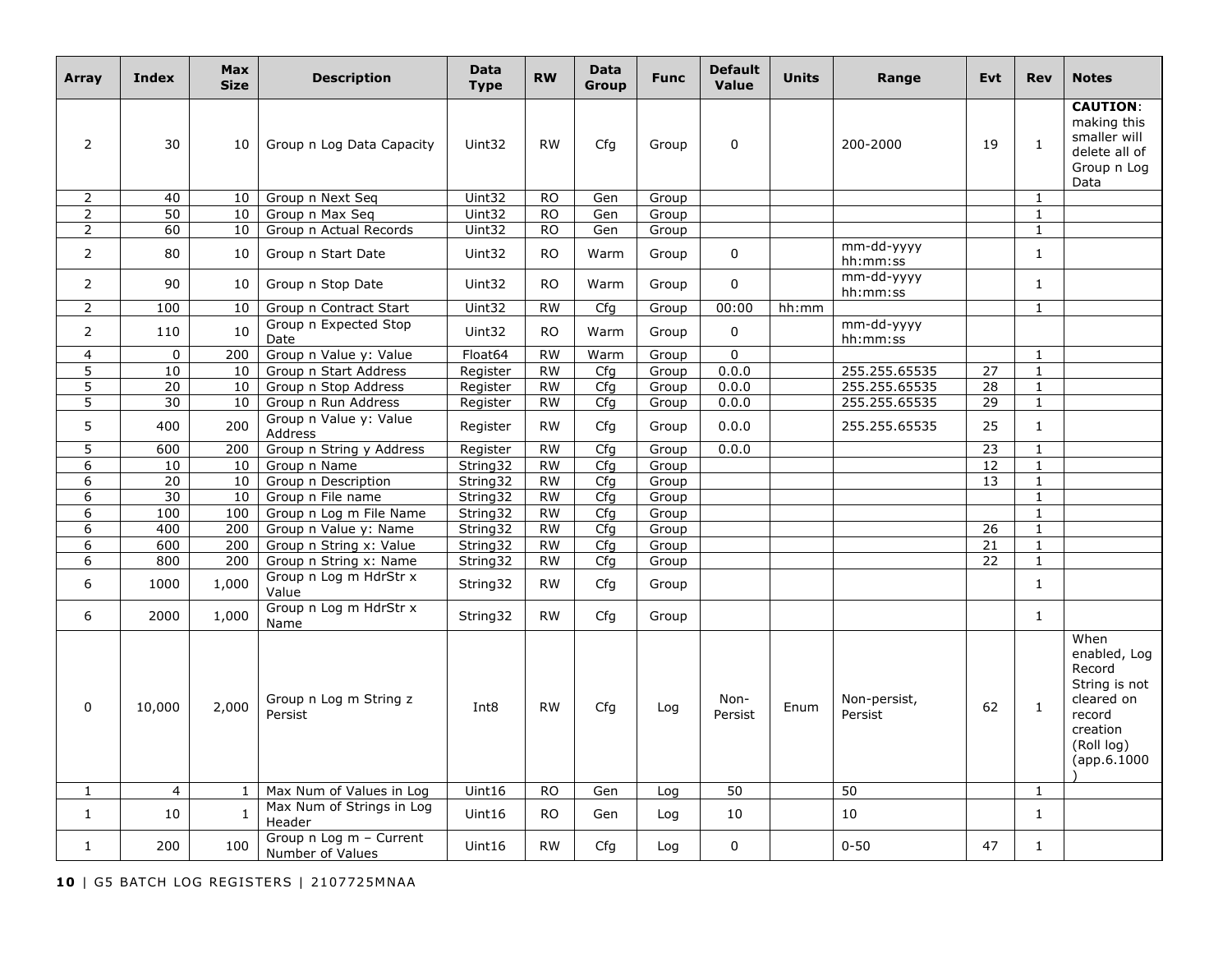| Array | Index | Max Size | Description | Data Type | RW | Data Group | Func | Default Value | Units | Range | Evt | Rev | Notes |
|---|---|---|---|---|---|---|---|---|---|---|---|---|---|
| 2 | 30 | 10 | Group n Log Data Capacity | Uint32 | RW | Cfg | Group | 0 | | 200-2000 | 19 | 1 | **CAUTION**: making this smaller will delete all of Group n Log Data |
| 2 | 40 | 10 | Group n Next Seq | Uint32 | RO | Gen | Group | | | | | 1 | |
| 2 | 50 | 10 | Group n Max Seq | Uint32 | RO | Gen | Group | | | | | 1 | |
| 2 | 60 | 10 | Group n Actual Records | Uint32 | RO | Gen | Group | | | | | 1 | |
| 2 | 80 | 10 | Group n Start Date | Uint32 | RO | Warm | Group | 0 | | mm-dd-yyyy hh:mm:ss | | 1 | |
| 2 | 90 | 10 | Group n Stop Date | Uint32 | RO | Warm | Group | 0 | | mm-dd-yyyy hh:mm:ss | | 1 | |
| 2 | 100 | 10 | Group n Contract Start | Uint32 | RW | Cfg | Group | 00:00 | hh:mm | | | 1 | |
| 2 | 110 | 10 | Group n Expected Stop Date | Uint32 | RO | Warm | Group | 0 | | mm-dd-yyyy hh:mm:ss | | | |
| 4 | 0 | 200 | Group n Value y: Value | Float64 | RW | Warm | Group | 0 | | | | 1 | |
| 5 | 10 | 10 | Group n Start Address | Register | RW | Cfg | Group | 0.0.0 | | 255.255.65535 | 27 | 1 | |
| 5 | 20 | 10 | Group n Stop Address | Register | RW | Cfg | Group | 0.0.0 | | 255.255.65535 | 28 | 1 | |
| 5 | 30 | 10 | Group n Run Address | Register | RW | Cfg | Group | 0.0.0 | | 255.255.65535 | 29 | 1 | |
| 5 | 400 | 200 | Group n Value y: Value Address | Register | RW | Cfg | Group | 0.0.0 | | 255.255.65535 | 25 | 1 | |
| 5 | 600 | 200 | Group n String y Address | Register | RW | Cfg | Group | 0.0.0 | | | 23 | 1 | |
| 6 | 10 | 10 | Group n Name | String32 | RW | Cfg | Group | | | | 12 | 1 | |
| 6 | 20 | 10 | Group n Description | String32 | RW | Cfg | Group | | | | 13 | 1 | |
| 6 | 30 | 10 | Group n File name | String32 | RW | Cfg | Group | | | | | 1 | |
| 6 | 100 | 100 | Group n Log m File Name | String32 | RW | Cfg | Group | | | | | 1 | |
| 6 | 400 | 200 | Group n Value y: Name | String32 | RW | Cfg | Group | | | | 26 | 1 | |
| 6 | 600 | 200 | Group n String x: Value | String32 | RW | Cfg | Group | | | | 21 | 1 | |
| 6 | 800 | 200 | Group n String x: Name | String32 | RW | Cfg | Group | | | | 22 | 1 | |
| 6 | 1000 | 1,000 | Group n Log m HdrStr x Value | String32 | RW | Cfg | Group | | | | | 1 | |
| 6 | 2000 | 1,000 | Group n Log m HdrStr x Name | String32 | RW | Cfg | Group | | | | | 1 | |
| 0 | 10,000 | 2,000 | Group n Log m String z Persist | Int8 | RW | Cfg | Log | Non-Persist | Enum | Non-persist, Persist | 62 | 1 | When enabled, Log Record String is not cleared on record creation (Roll log) (app.6.1000) |
| 1 | 4 | 1 | Max Num of Values in Log | Uint16 | RO | Gen | Log | 50 | | 50 | | 1 | |
| 1 | 10 | 1 | Max Num of Strings in Log Header | Uint16 | RO | Gen | Log | 10 | | 10 | | 1 | |
| 1 | 200 | 100 | Group n Log m – Current Number of Values | Uint16 | RW | Cfg | Log | 0 | | 0-50 | 47 | 1 | |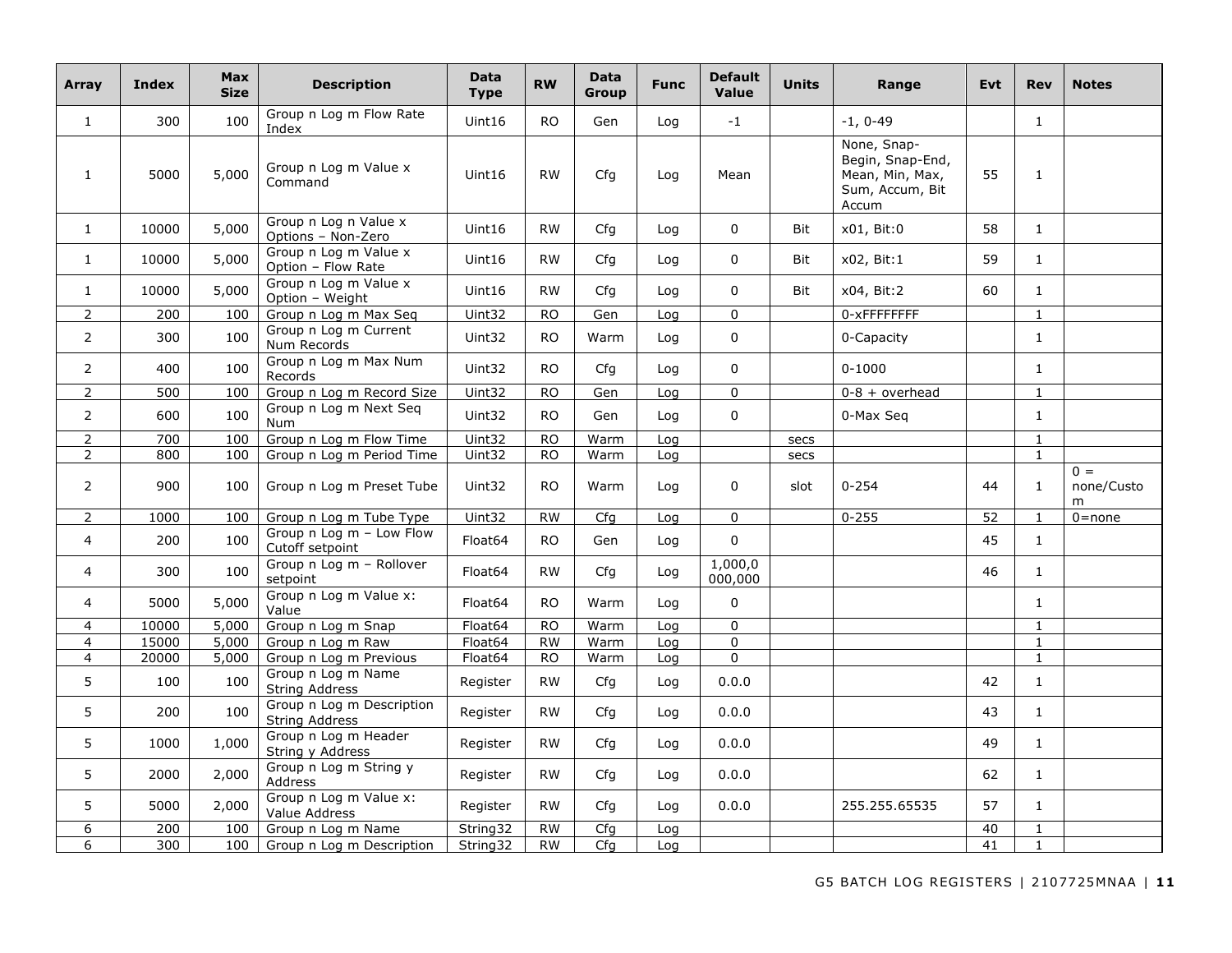| Array | Index | Max Size | Description | Data Type | RW | Data Group | Func | Default Value | Units | Range | Evt | Rev | Notes |
|---|---|---|---|---|---|---|---|---|---|---|---|---|---|
| 1 | 300 | 100 | Group n Log m Flow Rate Index | Uint16 | RO | Gen | Log | -1 | | -1, 0-49 | | 1 | |
| 1 | 5000 | 5,000 | Group n Log m Value x Command | Uint16 | RW | Cfg | Log | Mean | | None, Snap-Begin, Snap-End, Mean, Min, Max, Sum, Accum, Bit Accum | 55 | 1 | |
| 1 | 10000 | 5,000 | Group n Log n Value x Options – Non-Zero | Uint16 | RW | Cfg | Log | 0 | Bit | x01, Bit:0 | 58 | 1 | |
| 1 | 10000 | 5,000 | Group n Log m Value x Option – Flow Rate | Uint16 | RW | Cfg | Log | 0 | Bit | x02, Bit:1 | 59 | 1 | |
| 1 | 10000 | 5,000 | Group n Log m Value x Option – Weight | Uint16 | RW | Cfg | Log | 0 | Bit | x04, Bit:2 | 60 | 1 | |
| 2 | 200 | 100 | Group n Log m Max Seq | Uint32 | RO | Gen | Log | 0 | | 0-xFFFFFFFF | | 1 | |
| 2 | 300 | 100 | Group n Log m Current Num Records | Uint32 | RO | Warm | Log | 0 | | 0-Capacity | | 1 | |
| 2 | 400 | 100 | Group n Log m Max Num Records | Uint32 | RO | Cfg | Log | 0 | | 0-1000 | | 1 | |
| 2 | 500 | 100 | Group n Log m Record Size | Uint32 | RO | Gen | Log | 0 | | 0-8 + overhead | | 1 | |
| 2 | 600 | 100 | Group n Log m Next Seq Num | Uint32 | RO | Gen | Log | 0 | | 0-Max Seq | | 1 | |
| 2 | 700 | 100 | Group n Log m Flow Time | Uint32 | RO | Warm | Log | | secs | | | 1 | |
| 2 | 800 | 100 | Group n Log m Period Time | Uint32 | RO | Warm | Log | | secs | | | 1 | |
| 2 | 900 | 100 | Group n Log m Preset Tube | Uint32 | RO | Warm | Log | 0 | slot | 0-254 | 44 | 1 | 0 = none/Custom |
| 2 | 1000 | 100 | Group n Log m Tube Type | Uint32 | RW | Cfg | Log | 0 | | 0-255 | 52 | 1 | 0=none |
| 4 | 200 | 100 | Group n Log m – Low Flow Cutoff setpoint | Float64 | RO | Gen | Log | 0 | | | 45 | 1 | |
| 4 | 300 | 100 | Group n Log m – Rollover setpoint | Float64 | RW | Cfg | Log | 1,000,000,000 | | | 46 | 1 | |
| 4 | 5000 | 5,000 | Group n Log m Value x: Value | Float64 | RO | Warm | Log | 0 | | | | 1 | |
| 4 | 10000 | 5,000 | Group n Log m Snap | Float64 | RO | Warm | Log | 0 | | | | 1 | |
| 4 | 15000 | 5,000 | Group n Log m Raw | Float64 | RW | Warm | Log | 0 | | | | 1 | |
| 4 | 20000 | 5,000 | Group n Log m Previous | Float64 | RO | Warm | Log | 0 | | | | 1 | |
| 5 | 100 | 100 | Group n Log m Name String Address | Register | RW | Cfg | Log | 0.0.0 | | | 42 | 1 | |
| 5 | 200 | 100 | Group n Log m Description String Address | Register | RW | Cfg | Log | 0.0.0 | | | 43 | 1 | |
| 5 | 1000 | 1,000 | Group n Log m Header String y Address | Register | RW | Cfg | Log | 0.0.0 | | | 49 | 1 | |
| 5 | 2000 | 2,000 | Group n Log m String y Address | Register | RW | Cfg | Log | 0.0.0 | | | 62 | 1 | |
| 5 | 5000 | 2,000 | Group n Log m Value x: Value Address | Register | RW | Cfg | Log | 0.0.0 | | 255.255.65535 | 57 | 1 | |
| 6 | 200 | 100 | Group n Log m Name | String32 | RW | Cfg | Log | | | | 40 | 1 | |
| 6 | 300 | 100 | Group n Log m Description | String32 | RW | Cfg | Log | | | | 41 | 1 | |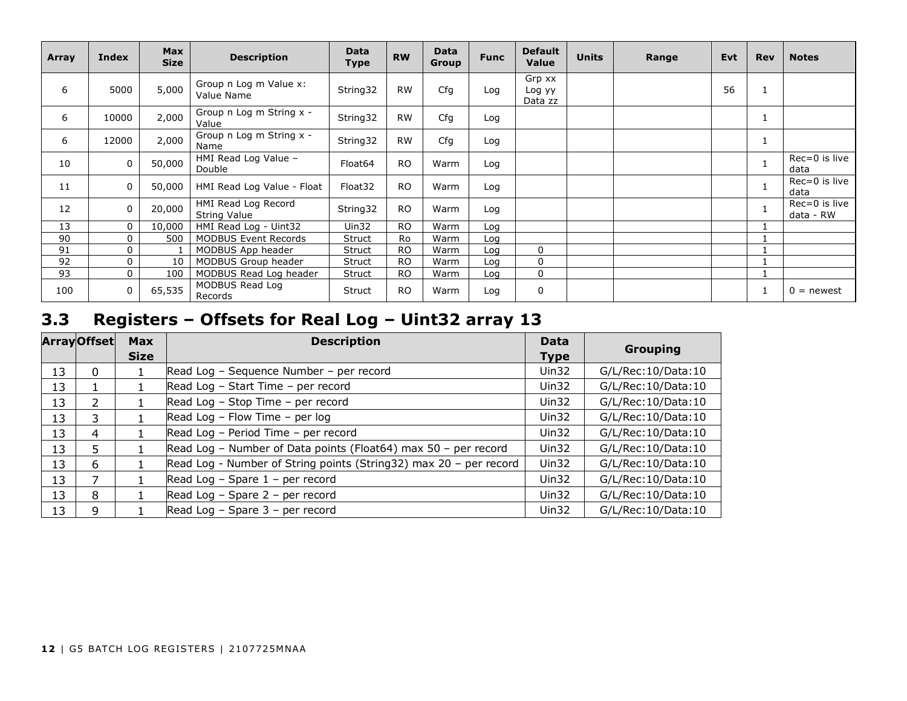| Array | Index | Max Size | Description | Data Type | RW | Data Group | Func | Default Value | Units | Range | Evt | Rev | Notes |
|---|---|---|---|---|---|---|---|---|---|---|---|---|---|
| 6 | 5000 | 5,000 | Group n Log m Value x: Value Name | String32 | RW | Cfg | Log | Grp xx Log yy Data zz | | | 56 | 1 | |
| 6 | 10000 | 2,000 | Group n Log m String x - Value | String32 | RW | Cfg | Log | | | | | 1 | |
| 6 | 12000 | 2,000 | Group n Log m String x - Name | String32 | RW | Cfg | Log | | | | | 1 | |
| 10 | 0 | 50,000 | HMI Read Log Value – Double | Float64 | RO | Warm | Log | | | | | 1 | Rec=0 is live data |
| 11 | 0 | 50,000 | HMI Read Log Value - Float | Float32 | RO | Warm | Log | | | | | 1 | Rec=0 is live data |
| 12 | 0 | 20,000 | HMI Read Log Record String Value | String32 | RO | Warm | Log | | | | | 1 | Rec=0 is live data - RW |
| 13 | 0 | 10,000 | HMI Read Log - Uint32 | Uin32 | RO | Warm | Log | | | | | 1 | |
| 90 | 0 | 500 | MODBUS Event Records | Struct | Ro | Warm | Log | | | | | 1 | |
| 91 | 0 | 1 | MODBUS App header | Struct | RO | Warm | Log | 0 | | | | 1 | |
| 92 | 0 | 10 | MODBUS Group header | Struct | RO | Warm | Log | 0 | | | | 1 | |
| 93 | 0 | 100 | MODBUS Read Log header | Struct | RO | Warm | Log | 0 | | | | 1 | |
| 100 | 0 | 65,535 | MODBUS Read Log Records | Struct | RO | Warm | Log | 0 | | | | 1 | 0 = newest |

## 3.3 Registers – Offsets for Real Log – Uint32 array 13

| Array | Offset | Max Size | Description | Data Type | Grouping |
|---|---|---|---|---|---|
| 13 | 0 | 1 | Read Log – Sequence Number – per record | Uin32 | G/L/Rec:10/Data:10 |
| 13 | 1 | 1 | Read Log – Start Time – per record | Uin32 | G/L/Rec:10/Data:10 |
| 13 | 2 | 1 | Read Log – Stop Time – per record | Uin32 | G/L/Rec:10/Data:10 |
| 13 | 3 | 1 | Read Log – Flow Time – per log | Uin32 | G/L/Rec:10/Data:10 |
| 13 | 4 | 1 | Read Log – Period Time – per record | Uin32 | G/L/Rec:10/Data:10 |
| 13 | 5 | 1 | Read Log – Number of Data points (Float64) max 50 – per record | Uin32 | G/L/Rec:10/Data:10 |
| 13 | 6 | 1 | Read Log - Number of String points (String32) max 20 – per record | Uin32 | G/L/Rec:10/Data:10 |
| 13 | 7 | 1 | Read Log – Spare 1 – per record | Uin32 | G/L/Rec:10/Data:10 |
| 13 | 8 | 1 | Read Log – Spare 2 – per record | Uin32 | G/L/Rec:10/Data:10 |
| 13 | 9 | 1 | Read Log – Spare 3 – per record | Uin32 | G/L/Rec:10/Data:10 |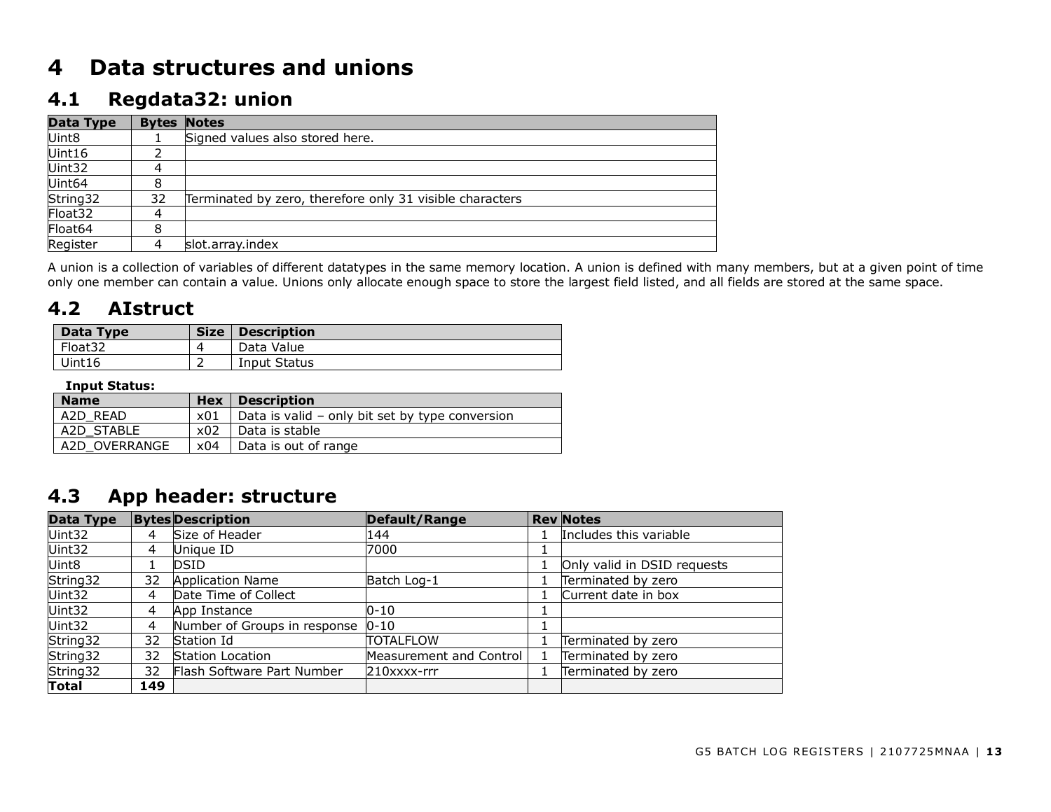# 4 Data structures and unions

## 4.1 Regdata32: union

| Data Type | Bytes | Notes |
|---|---|---|
| Uint8 | 1 | Signed values also stored here. |
| Uint16 | 2 | |
| Uint32 | 4 | |
| Uint64 | 8 | |
| String32 | 32 | Terminated by zero, therefore only 31 visible characters |
| Float32 | 4 | |
| Float64 | 8 | |
| Register | 4 | slot.array.index |

A union is a collection of variables of different datatypes in the same memory location. A union is defined with many members, but at a given point of time only one member can contain a value. Unions only allocate enough space to store the largest field listed, and all fields are stored at the same space.

## 4.2 AIstruct

| Data Type | Size | Description |
|---|---|---|
| Float32 | 4 | Data Value |
| Uint16 | 2 | Input Status |

**Input Status:**

| Name | Hex | Description |
|---|---|---|
| A2D_READ | x01 | Data is valid – only bit set by type conversion |
| A2D_STABLE | x02 | Data is stable |
| A2D_OVERRANGE | x04 | Data is out of range |

## 4.3 App header: structure

| Data Type | Bytes | Description | Default/Range | Rev | Notes |
|---|---|---|---|---|---|
| Uint32 | 4 | Size of Header | 144 | 1 | Includes this variable |
| Uint32 | 4 | Unique ID | 7000 | 1 | |
| Uint8 | 1 | DSID | | 1 | Only valid in DSID requests |
| String32 | 32 | Application Name | Batch Log-1 | 1 | Terminated by zero |
| Uint32 | 4 | Date Time of Collect | | 1 | Current date in box |
| Uint32 | 4 | App Instance | 0-10 | 1 | |
| Uint32 | 4 | Number of Groups in response | 0-10 | 1 | |
| String32 | 32 | Station Id | TOTALFLOW | 1 | Terminated by zero |
| String32 | 32 | Station Location | Measurement and Control | 1 | Terminated by zero |
| String32 | 32 | Flash Software Part Number | 210xxxx-rrr | 1 | Terminated by zero |
| **Total** | **149** | | | | |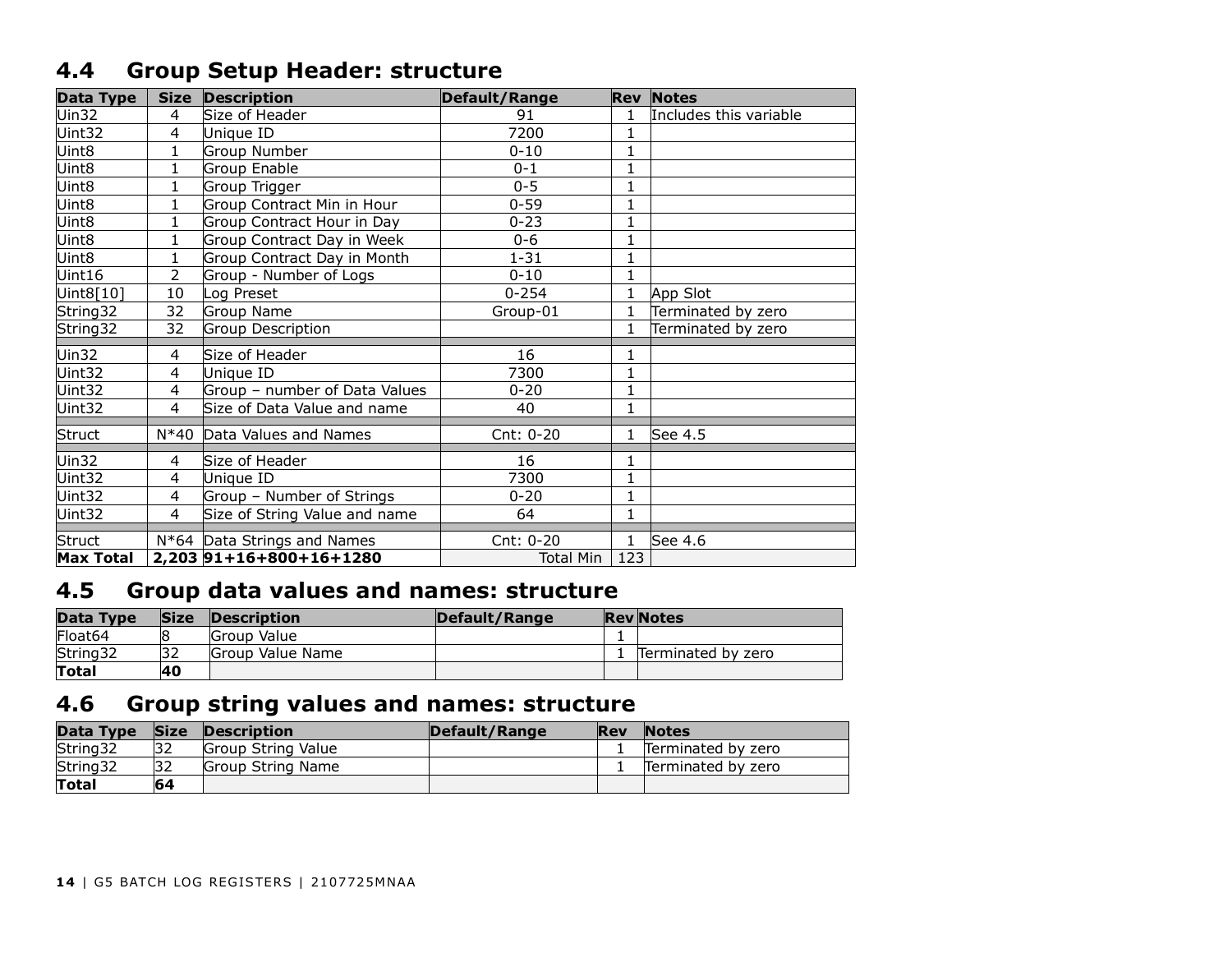## 4.4 Group Setup Header: structure

| Data Type | Size | Description | Default/Range | Rev | Notes |
|---|---|---|---|---|---|
| Uin32 | 4 | Size of Header | 91 | 1 | Includes this variable |
| Uint32 | 4 | Unique ID | 7200 | 1 | |
| Uint8 | 1 | Group Number | 0-10 | 1 | |
| Uint8 | 1 | Group Enable | 0-1 | 1 | |
| Uint8 | 1 | Group Trigger | 0-5 | 1 | |
| Uint8 | 1 | Group Contract Min in Hour | 0-59 | 1 | |
| Uint8 | 1 | Group Contract Hour in Day | 0-23 | 1 | |
| Uint8 | 1 | Group Contract Day in Week | 0-6 | 1 | |
| Uint8 | 1 | Group Contract Day in Month | 1-31 | 1 | |
| Uint16 | 2 | Group - Number of Logs | 0-10 | 1 | |
| Uint8[10] | 10 | Log Preset | 0-254 | 1 | App Slot |
| String32 | 32 | Group Name | Group-01 | 1 | Terminated by zero |
| String32 | 32 | Group Description | | 1 | Terminated by zero |
| | | | | | |
| Uin32 | 4 | Size of Header | 16 | 1 | |
| Uint32 | 4 | Unique ID | 7300 | 1 | |
| Uint32 | 4 | Group – number of Data Values | 0-20 | 1 | |
| Uint32 | 4 | Size of Data Value and name | 40 | 1 | |
| | | | | | |
| Struct | N*40 | Data Values and Names | Cnt: 0-20 | 1 | See 4.5 |
| | | | | | |
| Uin32 | 4 | Size of Header | 16 | 1 | |
| Uint32 | 4 | Unique ID | 7300 | 1 | |
| Uint32 | 4 | Group – Number of Strings | 0-20 | 1 | |
| Uint32 | 4 | Size of String Value and name | 64 | 1 | |
| | | | | | |
| Struct | N*64 | Data Strings and Names | Cnt: 0-20 | 1 | See 4.6 |
| **Max Total** | **2,203** | **91+16+800+16+1280** | Total Min | 123 | |

## 4.5 Group data values and names: structure

| Data Type | Size | Description | Default/Range | Rev | Notes |
|---|---|---|---|---|---|
| Float64 | 8 | Group Value | | 1 | |
| String32 | 32 | Group Value Name | | 1 | Terminated by zero |
| **Total** | **40** | | | | |

## 4.6 Group string values and names: structure

| Data Type | Size | Description | Default/Range | Rev | Notes |
|---|---|---|---|---|---|
| String32 | 32 | Group String Value | | 1 | Terminated by zero |
| String32 | 32 | Group String Name | | 1 | Terminated by zero |
| **Total** | **64** | | | | |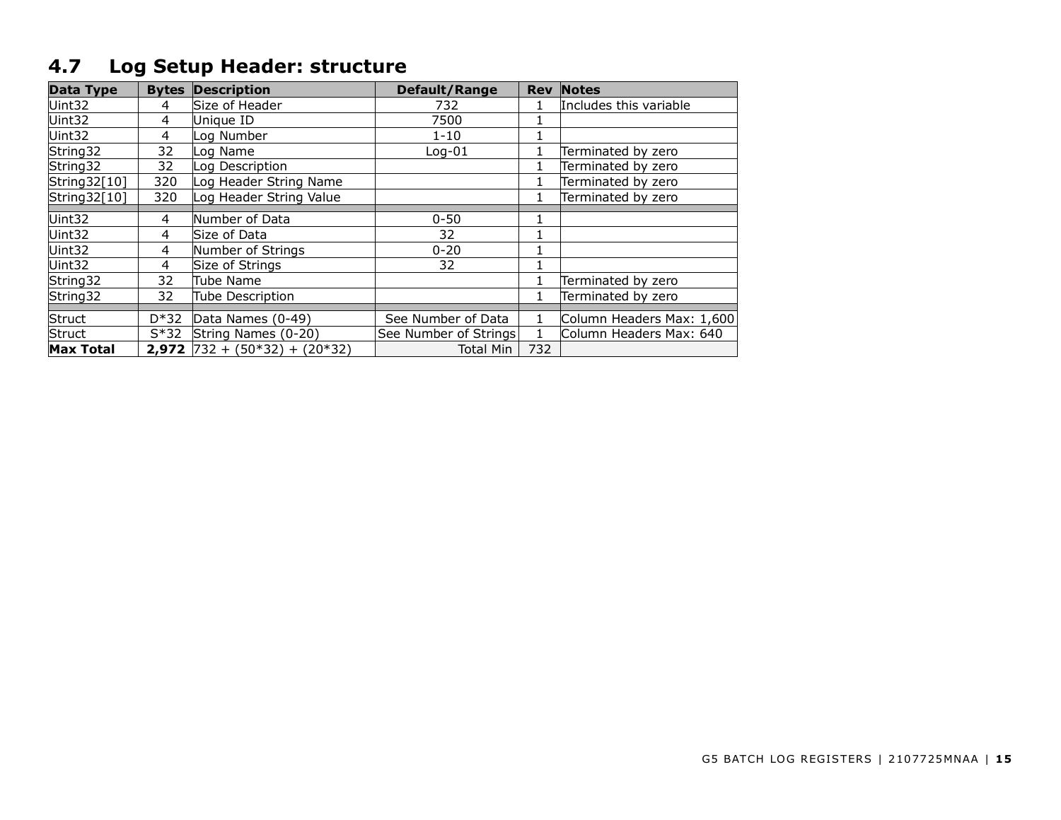## 4.7 Log Setup Header: structure

| Data Type | Bytes | Description | Default/Range | Rev | Notes |
|---|---|---|---|---|---|
| Uint32 | 4 | Size of Header | 732 | 1 | Includes this variable |
| Uint32 | 4 | Unique ID | 7500 | 1 | |
| Uint32 | 4 | Log Number | 1-10 | 1 | |
| String32 | 32 | Log Name | Log-01 | 1 | Terminated by zero |
| String32 | 32 | Log Description | | 1 | Terminated by zero |
| String32[10] | 320 | Log Header String Name | | 1 | Terminated by zero |
| String32[10] | 320 | Log Header String Value | | 1 | Terminated by zero |
| | | | | | |
| Uint32 | 4 | Number of Data | 0-50 | 1 | |
| Uint32 | 4 | Size of Data | 32 | 1 | |
| Uint32 | 4 | Number of Strings | 0-20 | 1 | |
| Uint32 | 4 | Size of Strings | 32 | 1 | |
| String32 | 32 | Tube Name | | 1 | Terminated by zero |
| String32 | 32 | Tube Description | | 1 | Terminated by zero |
| | | | | | |
| Struct | D*32 | Data Names (0-49) | See Number of Data | 1 | Column Headers Max: 1,600 |
| Struct | S*32 | String Names (0-20) | See Number of Strings | 1 | Column Headers Max: 640 |
| **Max Total** | **2,972** | 732 + (50*32) + (20*32) | Total Min | 732 | |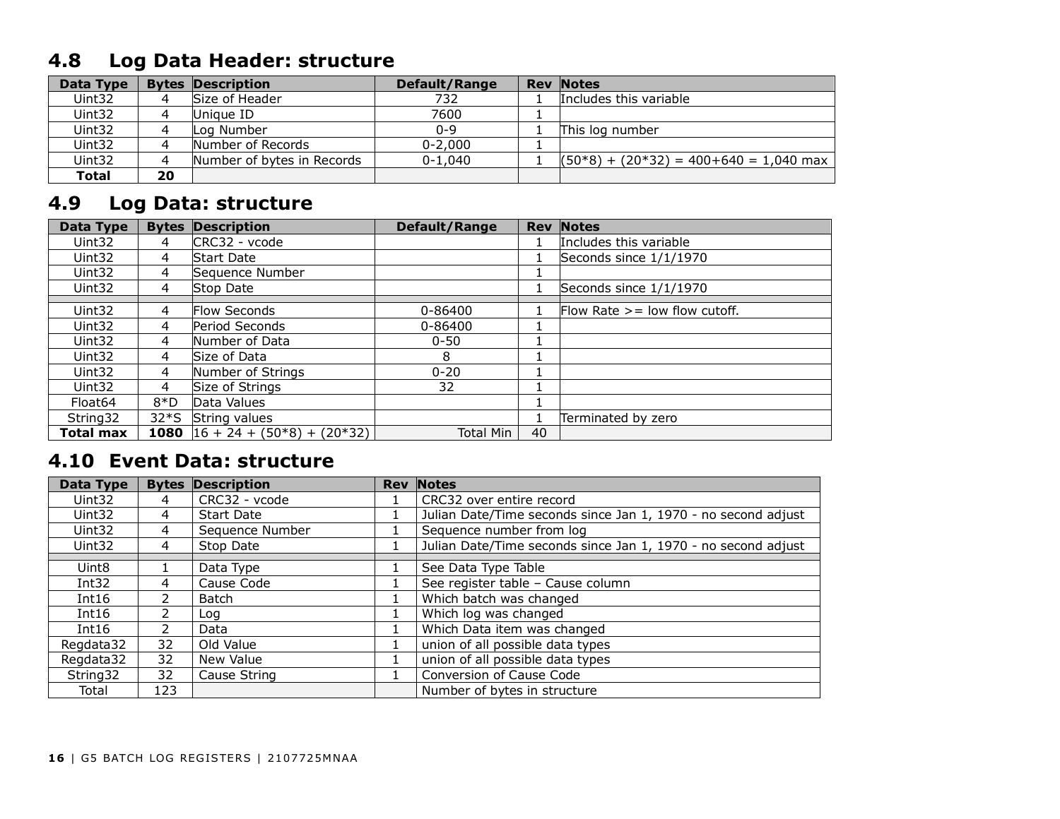## 4.8 Log Data Header: structure

| Data Type | Bytes | Description | Default/Range | Rev | Notes |
|---|---|---|---|---|---|
| Uint32 | 4 | Size of Header | 732 | 1 | Includes this variable |
| Uint32 | 4 | Unique ID | 7600 | 1 | |
| Uint32 | 4 | Log Number | 0-9 | 1 | This log number |
| Uint32 | 4 | Number of Records | 0-2,000 | 1 | |
| Uint32 | 4 | Number of bytes in Records | 0-1,040 | 1 | (50*8) + (20*32) = 400+640 = 1,040 max |
| **Total** | **20** | | | | |

## 4.9 Log Data: structure

| Data Type | Bytes | Description | Default/Range | Rev | Notes |
|---|---|---|---|---|---|
| Uint32 | 4 | CRC32 - vcode | | 1 | Includes this variable |
| Uint32 | 4 | Start Date | | 1 | Seconds since 1/1/1970 |
| Uint32 | 4 | Sequence Number | | 1 | |
| Uint32 | 4 | Stop Date | | 1 | Seconds since 1/1/1970 |
| | | | | | |
| Uint32 | 4 | Flow Seconds | 0-86400 | 1 | Flow Rate >= low flow cutoff. |
| Uint32 | 4 | Period Seconds | 0-86400 | 1 | |
| Uint32 | 4 | Number of Data | 0-50 | 1 | |
| Uint32 | 4 | Size of Data | 8 | 1 | |
| Uint32 | 4 | Number of Strings | 0-20 | 1 | |
| Uint32 | 4 | Size of Strings | 32 | 1 | |
| Float64 | 8*D | Data Values | | 1 | |
| String32 | 32*S | String values | | 1 | Terminated by zero |
| **Total max** | **1080** | 16 + 24 + (50*8) + (20*32) | Total Min | 40 | |

## 4.10 Event Data: structure

| Data Type | Bytes | Description | Rev | Notes |
|---|---|---|---|---|
| Uint32 | 4 | CRC32 - vcode | 1 | CRC32 over entire record |
| Uint32 | 4 | Start Date | 1 | Julian Date/Time seconds since Jan 1, 1970 - no second adjust |
| Uint32 | 4 | Sequence Number | 1 | Sequence number from log |
| Uint32 | 4 | Stop Date | 1 | Julian Date/Time seconds since Jan 1, 1970 - no second adjust |
| | | | | |
| Uint8 | 1 | Data Type | 1 | See Data Type Table |
| Int32 | 4 | Cause Code | 1 | See register table – Cause column |
| Int16 | 2 | Batch | 1 | Which batch was changed |
| Int16 | 2 | Log | 1 | Which log was changed |
| Int16 | 2 | Data | 1 | Which Data item was changed |
| Regdata32 | 32 | Old Value | 1 | union of all possible data types |
| Regdata32 | 32 | New Value | 1 | union of all possible data types |
| String32 | 32 | Cause String | 1 | Conversion of Cause Code |
| Total | 123 | | | Number of bytes in structure |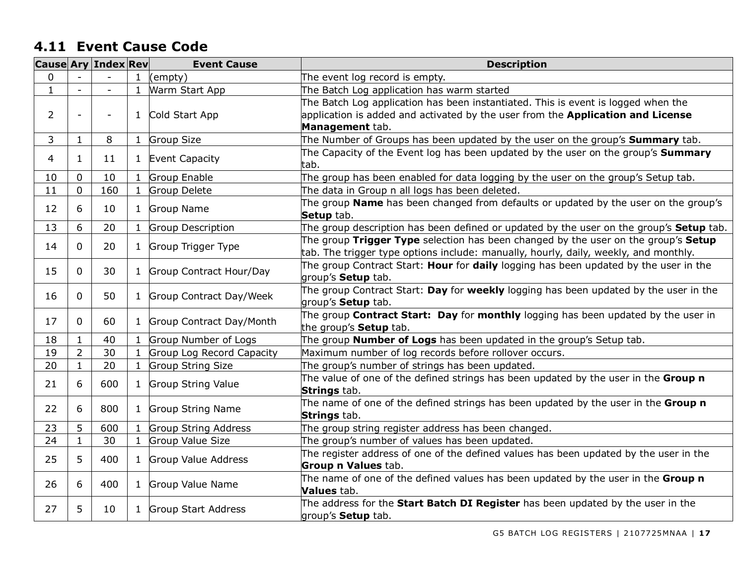## 4.11 Event Cause Code

| Cause | Ary | Index | Rev | Event Cause | Description |
|---|---|---|---|---|---|
| 0 | - | - | 1 | (empty) | The event log record is empty. |
| 1 | - | - | 1 | Warm Start App | The Batch Log application has warm started |
| 2 | - | - | 1 | Cold Start App | The Batch Log application has been instantiated. This is event is logged when the application is added and activated by the user from the **Application and License Management** tab. |
| 3 | 1 | 8 | 1 | Group Size | The Number of Groups has been updated by the user on the group's **Summary** tab. |
| 4 | 1 | 11 | 1 | Event Capacity | The Capacity of the Event log has been updated by the user on the group's **Summary** tab. |
| 10 | 0 | 10 | 1 | Group Enable | The group has been enabled for data logging by the user on the group's Setup tab. |
| 11 | 0 | 160 | 1 | Group Delete | The data in Group n all logs has been deleted. |
| 12 | 6 | 10 | 1 | Group Name | The group **Name** has been changed from defaults or updated by the user on the group's **Setup** tab. |
| 13 | 6 | 20 | 1 | Group Description | The group description has been defined or updated by the user on the group's **Setup** tab. |
| 14 | 0 | 20 | 1 | Group Trigger Type | The group **Trigger Type** selection has been changed by the user on the group's **Setup** tab. The trigger type options include: manually, hourly, daily, weekly, and monthly. |
| 15 | 0 | 30 | 1 | Group Contract Hour/Day | The group Contract Start: **Hour** for **daily** logging has been updated by the user in the group's **Setup** tab. |
| 16 | 0 | 50 | 1 | Group Contract Day/Week | The group Contract Start: **Day** for **weekly** logging has been updated by the user in the group's **Setup** tab. |
| 17 | 0 | 60 | 1 | Group Contract Day/Month | The group **Contract Start: Day** for **monthly** logging has been updated by the user in the group's **Setup** tab. |
| 18 | 1 | 40 | 1 | Group Number of Logs | The group **Number of Logs** has been updated in the group's Setup tab. |
| 19 | 2 | 30 | 1 | Group Log Record Capacity | Maximum number of log records before rollover occurs. |
| 20 | 1 | 20 | 1 | Group String Size | The group's number of strings has been updated. |
| 21 | 6 | 600 | 1 | Group String Value | The value of one of the defined strings has been updated by the user in the **Group n Strings** tab. |
| 22 | 6 | 800 | 1 | Group String Name | The name of one of the defined strings has been updated by the user in the **Group n Strings** tab. |
| 23 | 5 | 600 | 1 | Group String Address | The group string register address has been changed. |
| 24 | 1 | 30 | 1 | Group Value Size | The group's number of values has been updated. |
| 25 | 5 | 400 | 1 | Group Value Address | The register address of one of the defined values has been updated by the user in the **Group n Values** tab. |
| 26 | 6 | 400 | 1 | Group Value Name | The name of one of the defined values has been updated by the user in the **Group n Values** tab. |
| 27 | 5 | 10 | 1 | Group Start Address | The address for the **Start Batch DI Register** has been updated by the user in the group's **Setup** tab. |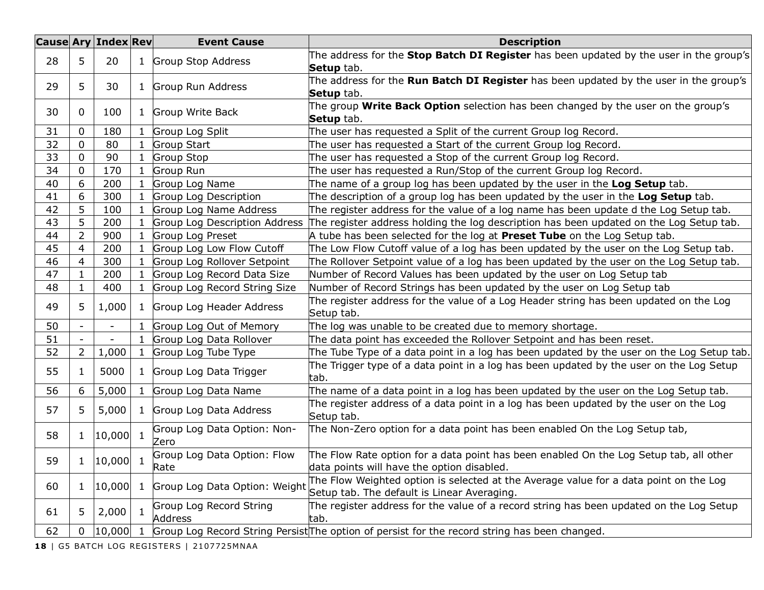| Cause | Ary | Index | Rev | Event Cause | Description |
|---|---|---|---|---|---|
| 28 | 5 | 20 | 1 | Group Stop Address | The address for the **Stop Batch DI Register** has been updated by the user in the group's **Setup** tab. |
| 29 | 5 | 30 | 1 | Group Run Address | The address for the **Run Batch DI Register** has been updated by the user in the group's **Setup** tab. |
| 30 | 0 | 100 | 1 | Group Write Back | The group **Write Back Option** selection has been changed by the user on the group's **Setup** tab. |
| 31 | 0 | 180 | 1 | Group Log Split | The user has requested a Split of the current Group log Record. |
| 32 | 0 | 80 | 1 | Group Start | The user has requested a Start of the current Group log Record. |
| 33 | 0 | 90 | 1 | Group Stop | The user has requested a Stop of the current Group log Record. |
| 34 | 0 | 170 | 1 | Group Run | The user has requested a Run/Stop of the current Group log Record. |
| 40 | 6 | 200 | 1 | Group Log Name | The name of a group log has been updated by the user in the **Log Setup** tab. |
| 41 | 6 | 300 | 1 | Group Log Description | The description of a group log has been updated by the user in the **Log Setup** tab. |
| 42 | 5 | 100 | 1 | Group Log Name Address | The register address for the value of a log name has been update d the Log Setup tab. |
| 43 | 5 | 200 | 1 | Group Log Description Address | The register address holding the log description has been updated on the Log Setup tab. |
| 44 | 2 | 900 | 1 | Group Log Preset | A tube has been selected for the log at **Preset Tube** on the Log Setup tab. |
| 45 | 4 | 200 | 1 | Group Log Low Flow Cutoff | The Low Flow Cutoff value of a log has been updated by the user on the Log Setup tab. |
| 46 | 4 | 300 | 1 | Group Log Rollover Setpoint | The Rollover Setpoint value of a log has been updated by the user on the Log Setup tab. |
| 47 | 1 | 200 | 1 | Group Log Record Data Size | Number of Record Values has been updated by the user on Log Setup tab |
| 48 | 1 | 400 | 1 | Group Log Record String Size | Number of Record Strings has been updated by the user on Log Setup tab |
| 49 | 5 | 1,000 | 1 | Group Log Header Address | The register address for the value of a Log Header string has been updated on the Log Setup tab. |
| 50 | - | - | 1 | Group Log Out of Memory | The log was unable to be created due to memory shortage. |
| 51 | - | - | 1 | Group Log Data Rollover | The data point has exceeded the Rollover Setpoint and has been reset. |
| 52 | 2 | 1,000 | 1 | Group Log Tube Type | The Tube Type of a data point in a log has been updated by the user on the Log Setup tab. |
| 55 | 1 | 5000 | 1 | Group Log Data Trigger | The Trigger type of a data point in a log has been updated by the user on the Log Setup tab. |
| 56 | 6 | 5,000 | 1 | Group Log Data Name | The name of a data point in a log has been updated by the user on the Log Setup tab. |
| 57 | 5 | 5,000 | 1 | Group Log Data Address | The register address of a data point in a log has been updated by the user on the Log Setup tab. |
| 58 | 1 | 10,000 | 1 | Group Log Data Option: Non-Zero | The Non-Zero option for a data point has been enabled On the Log Setup tab, |
| 59 | 1 | 10,000 | 1 | Group Log Data Option: Flow Rate | The Flow Rate option for a data point has been enabled On the Log Setup tab, all other data points will have the option disabled. |
| 60 | 1 | 10,000 | 1 | Group Log Data Option: Weight | The Flow Weighted option is selected at the Average value for a data point on the Log Setup tab. The default is Linear Averaging. |
| 61 | 5 | 2,000 | 1 | Group Log Record String Address | The register address for the value of a record string has been updated on the Log Setup tab. |
| 62 | 0 | 10,000 | 1 | Group Log Record String Persist | The option of persist for the record string has been changed. |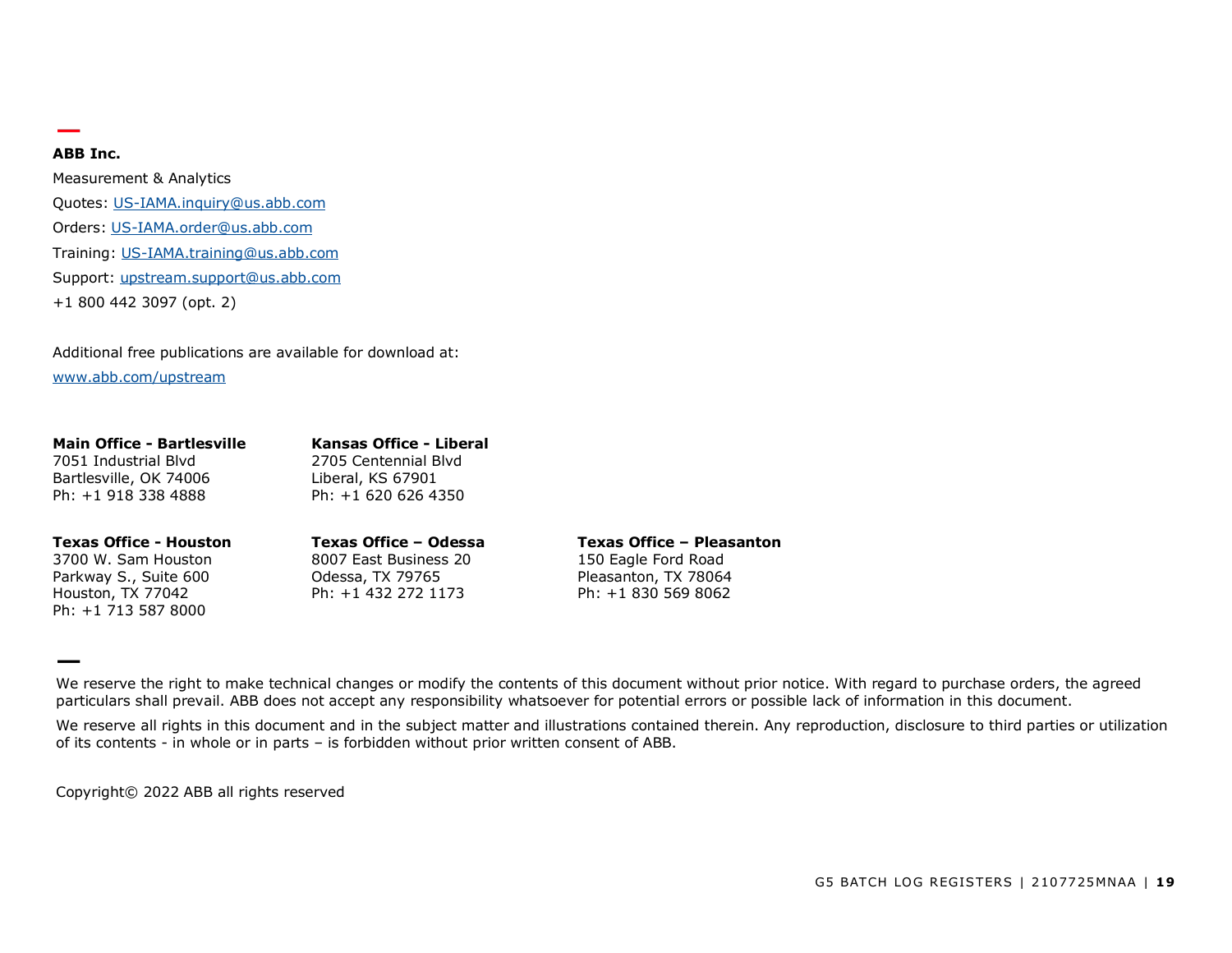**ABB Inc.**

Measurement & Analytics

Quotes: US-IAMA.inquiry@us.abb.com

Orders: US-IAMA.order@us.abb.com

Training: US-IAMA.training@us.abb.com

Support: upstream.support@us.abb.com

+1 800 442 3097 (opt. 2)

Additional free publications are available for download at:

www.abb.com/upstream

**Main Office - Bartlesville**
7051 Industrial Blvd
Bartlesville, OK 74006
Ph: +1 918 338 4888

**Kansas Office - Liberal**
2705 Centennial Blvd
Liberal, KS 67901
Ph: +1 620 626 4350

**Texas Office - Houston**
3700 W. Sam Houston
Parkway S., Suite 600
Houston, TX 77042
Ph: +1 713 587 8000

**Texas Office – Odessa**
8007 East Business 20
Odessa, TX 79765
Ph: +1 432 272 1173

**Texas Office – Pleasanton**
150 Eagle Ford Road
Pleasanton, TX 78064
Ph: +1 830 569 8062

We reserve the right to make technical changes or modify the contents of this document without prior notice. With regard to purchase orders, the agreed particulars shall prevail. ABB does not accept any responsibility whatsoever for potential errors or possible lack of information in this document.

We reserve all rights in this document and in the subject matter and illustrations contained therein. Any reproduction, disclosure to third parties or utilization of its contents - in whole or in parts – is forbidden without prior written consent of ABB.

Copyright© 2022 ABB all rights reserved